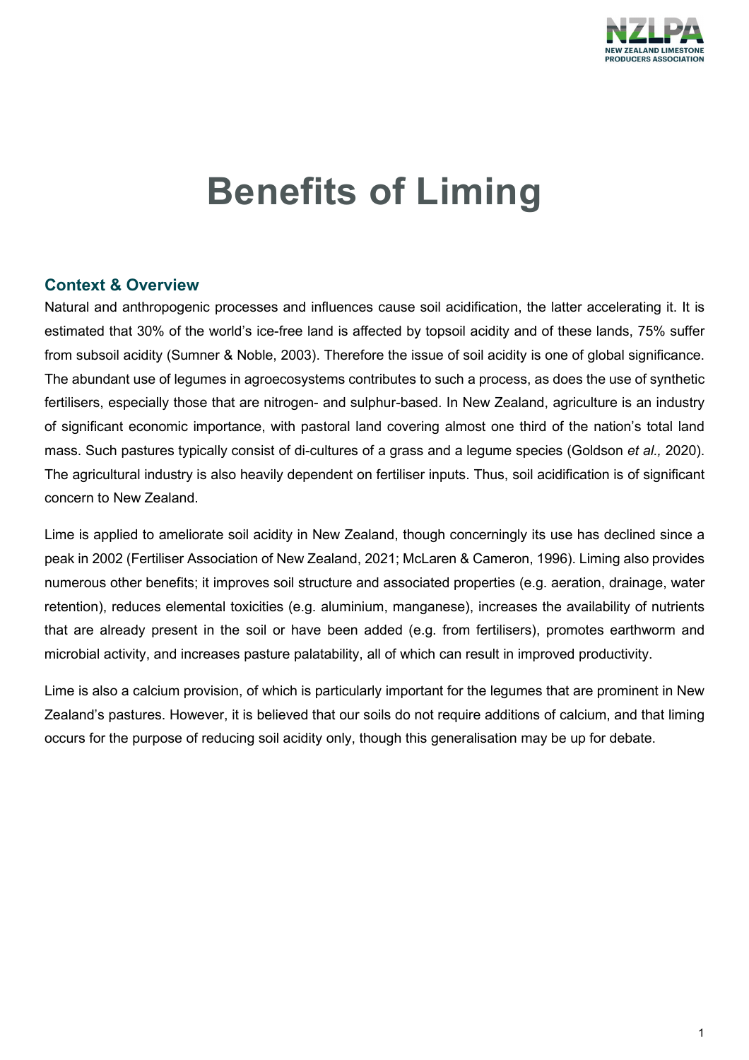# Benefits of Liming

## Context & Overview

Natural and anthropogenic processes and influences cause soil acidification, the latter accelerating it. It is estimated that 30% of the world's ice-free land is affected by topsoil acidity and of these lands, 75% suffer from subsoil acidity (Sumner & Noble, 2003). Therefore the issue of soil acidity is one of global significance. The abundant use of legumes in agroecosystems contributes to such a process, as does the use of synthetic fertilisers, especially those that are nitrogen- and sulphur-based. In New Zealand, agriculture is an industry of significant economic importance, with pastoral land covering almost one third of the nation's total land mass. Such pastures typically consist of di-cultures of a grass and a legume species (Goldson *et al.,* 2020). The agricultural industry is also heavily dependent on fertiliser inputs. Thus, soil acidification is of significant concern to New Zealand.

Lime is applied to ameliorate soil acidity in New Zealand, though concerningly its use has declined since a peak in 2002 (Fertiliser Association of New Zealand, 2021; McLaren & Cameron, 1996). Liming also provides numerous other benefits; it improves soil structure and associated properties (e.g. aeration, drainage, water retention), reduces elemental toxicities (e.g. aluminium, manganese), increases the availability of nutrients that are already present in the soil or have been added (e.g. from fertilisers), promotes earthworm and microbial activity, and increases pasture palatability, all of which can result in improved productivity.

Lime is also a calcium provision, of which is particularly important for the legumes that are prominent in New Zealand's pastures. However, it is believed that our soils do not require additions of calcium, and that liming occurs for the purpose of reducing soil acidity only, though this generalisation may be up for debate.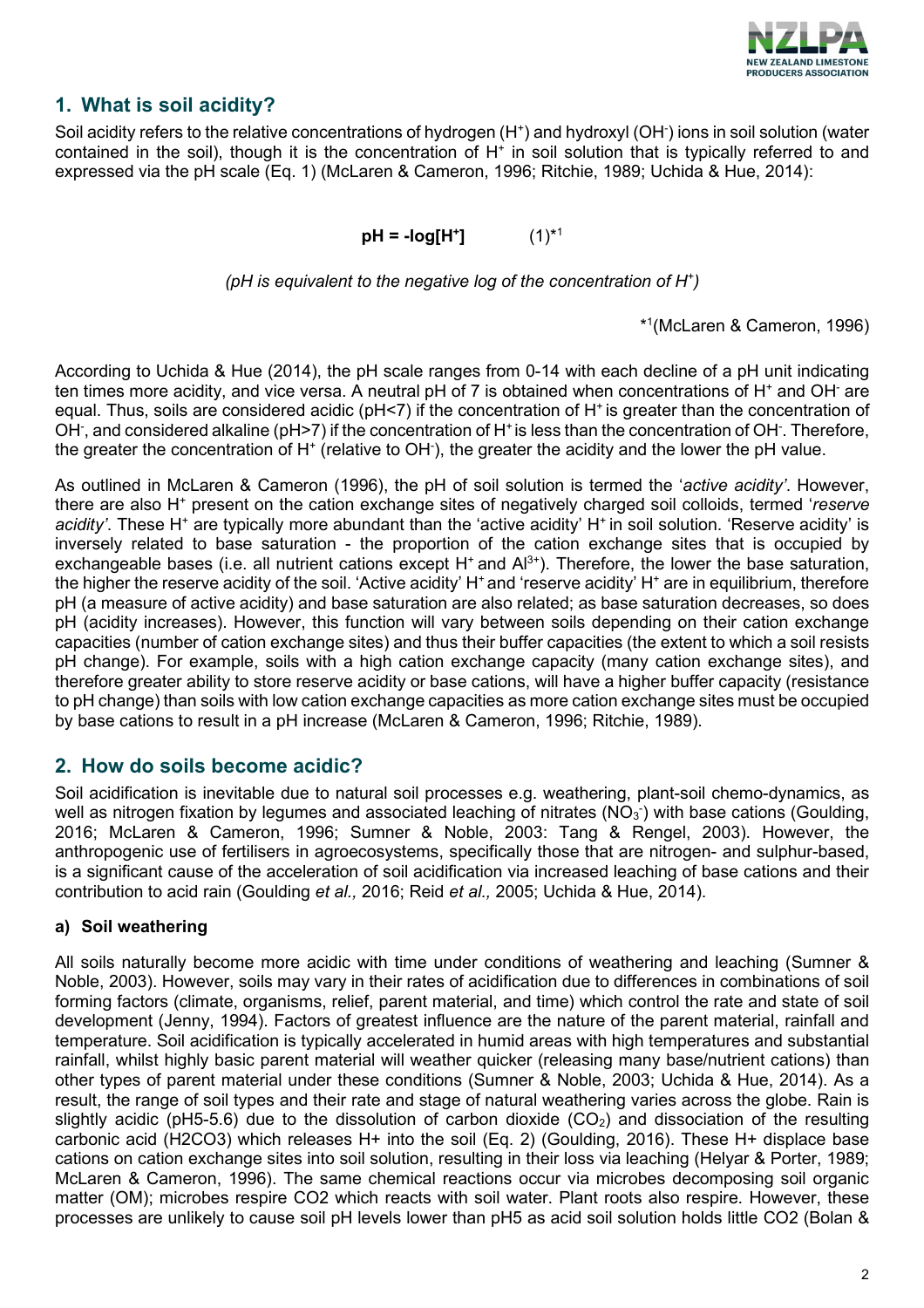## 1. What is soil acidity?

Soil acidity refers to the relative concentrations of hydrogen ($H^+$) and hydroxyl ($OH^-$) ions in soil solution (water contained in the soil), though it is the concentration of $H^+$ in soil solution that is typically referred to and expressed via the pH scale (Eq. 1) (McLaren & Cameron, 1996; Ritchie, 1989; Uchida & Hue, 2014):

$$\mathbf{pH = -log[H^+]} \qquad (1)^{*1}$$

*(pH is equivalent to the negative log of the concentration of $H^+$)*

*[1](McLaren & Cameron, 1996)

According to Uchida & Hue (2014), the pH scale ranges from 0-14 with each decline of a pH unit indicating ten times more acidity, and vice versa. A neutral pH of 7 is obtained when concentrations of $H^+$ and $OH^-$ are equal. Thus, soils are considered acidic (pH<7) if the concentration of $H^+$ is greater than the concentration of $OH^-$, and considered alkaline (pH>7) if the concentration of $H^+$ is less than the concentration of $OH^-$. Therefore, the greater the concentration of $H^+$ (relative to $OH^-$), the greater the acidity and the lower the pH value.

As outlined in McLaren & Cameron (1996), the pH of soil solution is termed the '*active acidity'*. However, there are also $H^+$ present on the cation exchange sites of negatively charged soil colloids, termed '*reserve acidity'*. These $H^+$ are typically more abundant than the 'active acidity' $H^+$ in soil solution. 'Reserve acidity' is inversely related to base saturation - the proportion of the cation exchange sites that is occupied by exchangeable bases (i.e. all nutrient cations except $H^+$ and $Al^{3+}$). Therefore, the lower the base saturation, the higher the reserve acidity of the soil. 'Active acidity' $H^+$ and 'reserve acidity' $H^+$ are in equilibrium, therefore pH (a measure of active acidity) and base saturation are also related; as base saturation decreases, so does pH (acidity increases). However, this function will vary between soils depending on their cation exchange capacities (number of cation exchange sites) and thus their buffer capacities (the extent to which a soil resists pH change). For example, soils with a high cation exchange capacity (many cation exchange sites), and therefore greater ability to store reserve acidity or base cations, will have a higher buffer capacity (resistance to pH change) than soils with low cation exchange capacities as more cation exchange sites must be occupied by base cations to result in a pH increase (McLaren & Cameron, 1996; Ritchie, 1989).

## 2. How do soils become acidic?

Soil acidification is inevitable due to natural soil processes e.g. weathering, plant-soil chemo-dynamics, as well as nitrogen fixation by legumes and associated leaching of nitrates ($NO_3^-$) with base cations (Goulding, 2016; McLaren & Cameron, 1996; Sumner & Noble, 2003: Tang & Rengel, 2003). However, the anthropogenic use of fertilisers in agroecosystems, specifically those that are nitrogen- and sulphur-based, is a significant cause of the acceleration of soil acidification via increased leaching of base cations and their contribution to acid rain (Goulding *et al.,* 2016; Reid *et al.,* 2005; Uchida & Hue, 2014).

### a) Soil weathering

All soils naturally become more acidic with time under conditions of weathering and leaching (Sumner & Noble, 2003). However, soils may vary in their rates of acidification due to differences in combinations of soil forming factors (climate, organisms, relief, parent material, and time) which control the rate and state of soil development (Jenny, 1994). Factors of greatest influence are the nature of the parent material, rainfall and temperature. Soil acidification is typically accelerated in humid areas with high temperatures and substantial rainfall, whilst highly basic parent material will weather quicker (releasing many base/nutrient cations) than other types of parent material under these conditions (Sumner & Noble, 2003; Uchida & Hue, 2014). As a result, the range of soil types and their rate and stage of natural weathering varies across the globe. Rain is slightly acidic (pH5-5.6) due to the dissolution of carbon dioxide ($CO_2$) and dissociation of the resulting carbonic acid (H2CO3) which releases H+ into the soil (Eq. 2) (Goulding, 2016). These H+ displace base cations on cation exchange sites into soil solution, resulting in their loss via leaching (Helyar & Porter, 1989; McLaren & Cameron, 1996). The same chemical reactions occur via microbes decomposing soil organic matter (OM); microbes respire CO2 which reacts with soil water. Plant roots also respire. However, these processes are unlikely to cause soil pH levels lower than pH5 as acid soil solution holds little CO2 (Bolan &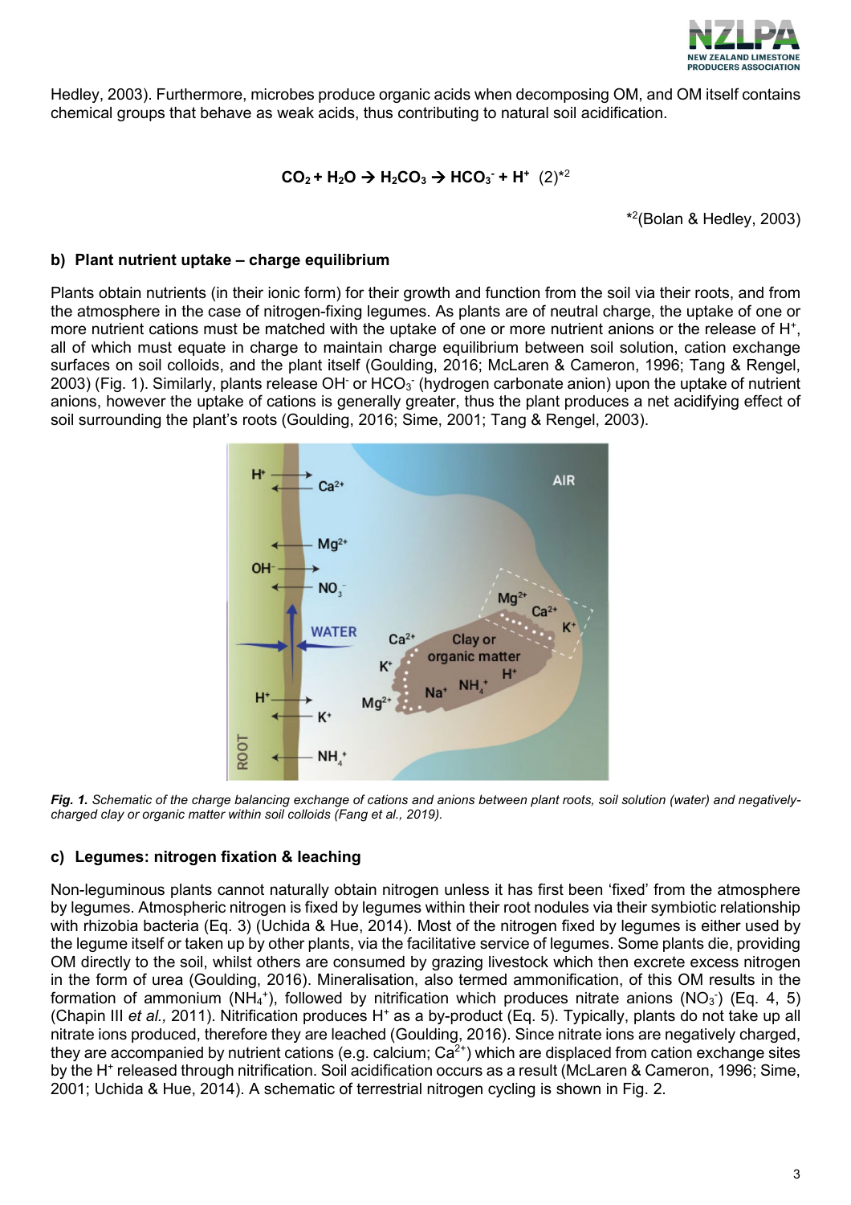Hedley, 2003). Furthermore, microbes produce organic acids when decomposing OM, and OM itself contains chemical groups that behave as weak acids, thus contributing to natural soil acidification.

$$CO_2 + H_2O \rightarrow H_2CO_3 \rightarrow HCO_3^- + H^+ \quad (2)^{*2}$$

*2(Bolan & Hedley, 2003)

#### b) Plant nutrient uptake – charge equilibrium

Plants obtain nutrients (in their ionic form) for their growth and function from the soil via their roots, and from the atmosphere in the case of nitrogen-fixing legumes. As plants are of neutral charge, the uptake of one or more nutrient cations must be matched with the uptake of one or more nutrient anions or the release of $H^+$, all of which must equate in charge to maintain charge equilibrium between soil solution, cation exchange surfaces on soil colloids, and the plant itself (Goulding, 2016; McLaren & Cameron, 1996; Tang & Rengel, 2003) (Fig. 1). Similarly, plants release $OH^-$ or $HCO_3^-$ (hydrogen carbonate anion) upon the uptake of nutrient anions, however the uptake of cations is generally greater, thus the plant produces a net acidifying effect of soil surrounding the plant's roots (Goulding, 2016; Sime, 2001; Tang & Rengel, 2003).

***Fig. 1.*** *Schematic of the charge balancing exchange of cations and anions between plant roots, soil solution (water) and negatively-charged clay or organic matter within soil colloids (Fang et al., 2019).*

#### c) Legumes: nitrogen fixation & leaching

Non-leguminous plants cannot naturally obtain nitrogen unless it has first been 'fixed' from the atmosphere by legumes. Atmospheric nitrogen is fixed by legumes within their root nodules via their symbiotic relationship with rhizobia bacteria (Eq. 3) (Uchida & Hue, 2014). Most of the nitrogen fixed by legumes is either used by the legume itself or taken up by other plants, via the facilitative service of legumes. Some plants die, providing OM directly to the soil, whilst others are consumed by grazing livestock which then excrete excess nitrogen in the form of urea (Goulding, 2016). Mineralisation, also termed ammonification, of this OM results in the formation of ammonium ($NH_4^+$), followed by nitrification which produces nitrate anions ($NO_3^-$) (Eq. 4, 5) (Chapin III *et al.,* 2011). Nitrification produces $H^+$ as a by-product (Eq. 5). Typically, plants do not take up all nitrate ions produced, therefore they are leached (Goulding, 2016). Since nitrate ions are negatively charged, they are accompanied by nutrient cations (e.g. calcium; $Ca^{2+}$) which are displaced from cation exchange sites by the $H^+$ released through nitrification. Soil acidification occurs as a result (McLaren & Cameron, 1996; Sime, 2001; Uchida & Hue, 2014). A schematic of terrestrial nitrogen cycling is shown in Fig. 2.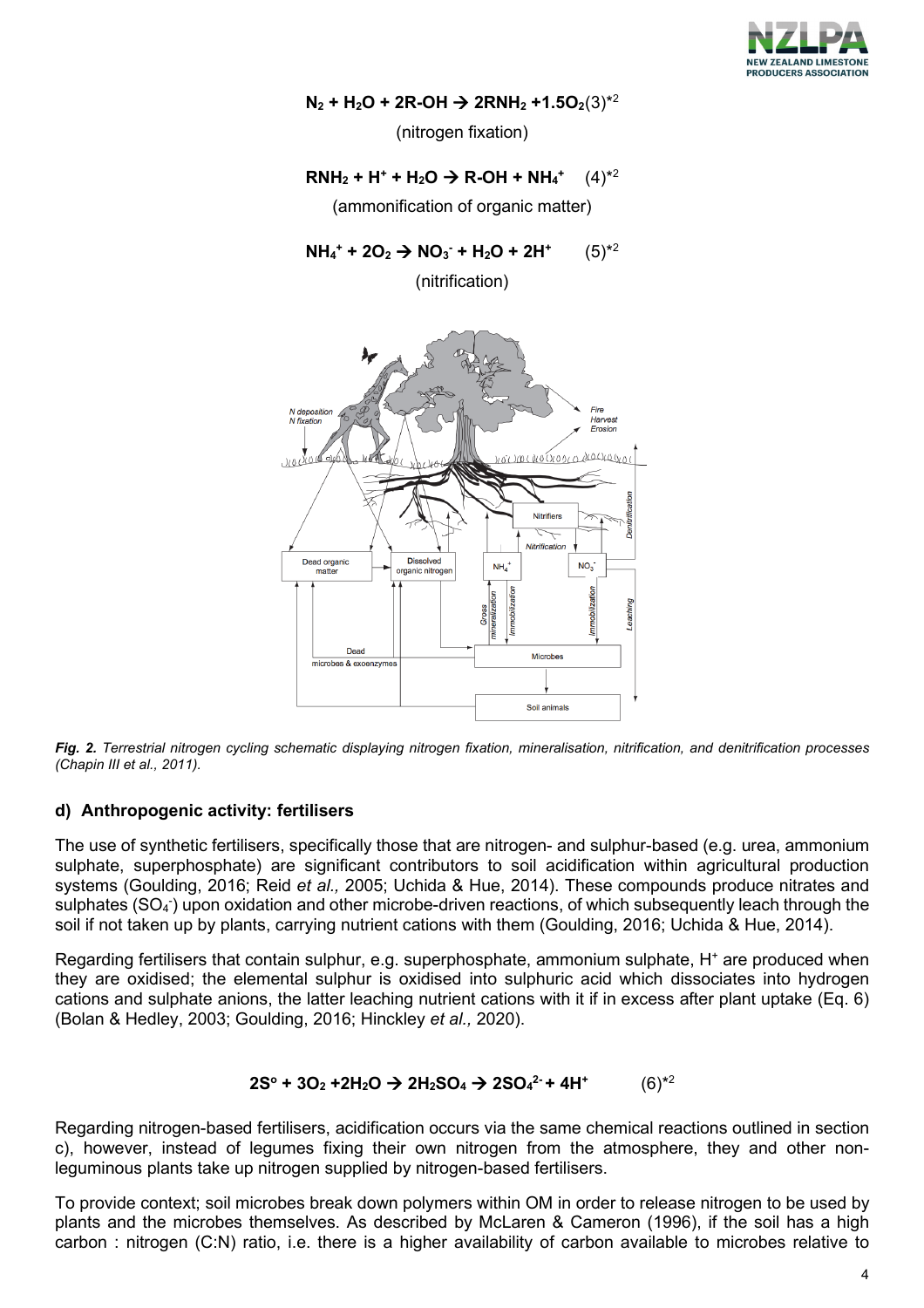$$\mathbf{N_2 + H_2O + 2R\text{-}OH \rightarrow 2RNH_2 + 1.5O_2} (3)^{*2}$$

(nitrogen fixation)

$$\mathbf{RNH_2 + H^+ + H_2O \rightarrow R\text{-}OH + NH_4^+} \quad (4)^{*2}$$

(ammonification of organic matter)

$$\mathbf{NH_4^+ + 2O_2 \rightarrow NO_3^- + H_2O + 2H^+} \quad (5)^{*2}$$

(nitrification)

*Fig. 2. Terrestrial nitrogen cycling schematic displaying nitrogen fixation, mineralisation, nitrification, and denitrification processes (Chapin III et al., 2011).*

### d) Anthropogenic activity: fertilisers

The use of synthetic fertilisers, specifically those that are nitrogen- and sulphur-based (e.g. urea, ammonium sulphate, superphosphate) are significant contributors to soil acidification within agricultural production systems (Goulding, 2016; Reid *et al.,* 2005; Uchida & Hue, 2014). These compounds produce nitrates and sulphates ($SO_4^-$) upon oxidation and other microbe-driven reactions, of which subsequently leach through the soil if not taken up by plants, carrying nutrient cations with them (Goulding, 2016; Uchida & Hue, 2014).

Regarding fertilisers that contain sulphur, e.g. superphosphate, ammonium sulphate, $H^+$ are produced when they are oxidised; the elemental sulphur is oxidised into sulphuric acid which dissociates into hydrogen cations and sulphate anions, the latter leaching nutrient cations with it if in excess after plant uptake (Eq. 6) (Bolan & Hedley, 2003; Goulding, 2016; Hinckley *et al.,* 2020).

$$\mathbf{2S^o + 3O_2 + 2H_2O \rightarrow 2H_2SO_4 \rightarrow 2SO_4^{2-} + 4H^+} \quad (6)^{*2}$$

Regarding nitrogen-based fertilisers, acidification occurs via the same chemical reactions outlined in section c), however, instead of legumes fixing their own nitrogen from the atmosphere, they and other non-leguminous plants take up nitrogen supplied by nitrogen-based fertilisers.

To provide context; soil microbes break down polymers within OM in order to release nitrogen to be used by plants and the microbes themselves. As described by McLaren & Cameron (1996), if the soil has a high carbon : nitrogen (C:N) ratio, i.e. there is a higher availability of carbon available to microbes relative to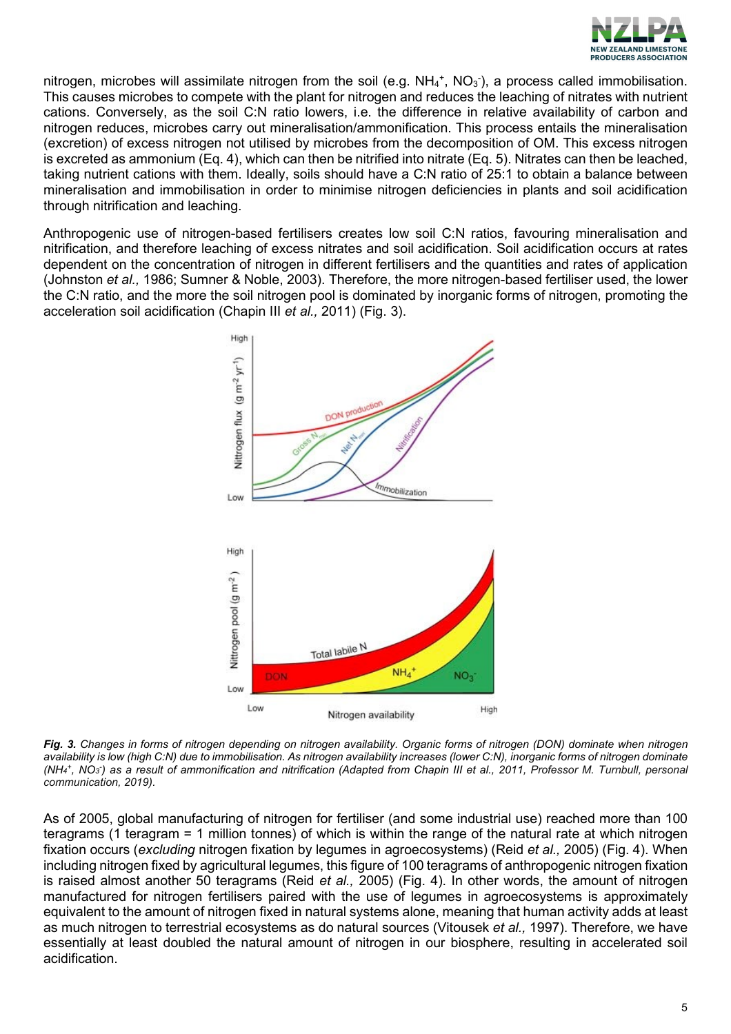nitrogen, microbes will assimilate nitrogen from the soil (e.g. $NH_4^+$, $NO_3^-$), a process called immobilisation. This causes microbes to compete with the plant for nitrogen and reduces the leaching of nitrates with nutrient cations. Conversely, as the soil C:N ratio lowers, i.e. the difference in relative availability of carbon and nitrogen reduces, microbes carry out mineralisation/ammonification. This process entails the mineralisation (excretion) of excess nitrogen not utilised by microbes from the decomposition of OM. This excess nitrogen is excreted as ammonium (Eq. 4), which can then be nitrified into nitrate (Eq. 5). Nitrates can then be leached, taking nutrient cations with them. Ideally, soils should have a C:N ratio of 25:1 to obtain a balance between mineralisation and immobilisation in order to minimise nitrogen deficiencies in plants and soil acidification through nitrification and leaching.

Anthropogenic use of nitrogen-based fertilisers creates low soil C:N ratios, favouring mineralisation and nitrification, and therefore leaching of excess nitrates and soil acidification. Soil acidification occurs at rates dependent on the concentration of nitrogen in different fertilisers and the quantities and rates of application (Johnston *et al.,* 1986; Sumner & Noble, 2003). Therefore, the more nitrogen-based fertiliser used, the lower the C:N ratio, and the more the soil nitrogen pool is dominated by inorganic forms of nitrogen, promoting the acceleration soil acidification (Chapin III *et al.,* 2011) (Fig. 3).

***Fig. 3.*** *Changes in forms of nitrogen depending on nitrogen availability. Organic forms of nitrogen (DON) dominate when nitrogen availability is low (high C:N) due to immobilisation. As nitrogen availability increases (lower C:N), inorganic forms of nitrogen dominate ($NH_4^+$, $NO_3^-$) as a result of ammonification and nitrification (Adapted from Chapin III et al., 2011, Professor M. Turnbull, personal communication, 2019).*

As of 2005, global manufacturing of nitrogen for fertiliser (and some industrial use) reached more than 100 teragrams (1 teragram = 1 million tonnes) of which is within the range of the natural rate at which nitrogen fixation occurs (*excluding* nitrogen fixation by legumes in agroecosystems) (Reid *et al.,* 2005) (Fig. 4). When including nitrogen fixed by agricultural legumes, this figure of 100 teragrams of anthropogenic nitrogen fixation is raised almost another 50 teragrams (Reid *et al.,* 2005) (Fig. 4). In other words, the amount of nitrogen manufactured for nitrogen fertilisers paired with the use of legumes in agroecosystems is approximately equivalent to the amount of nitrogen fixed in natural systems alone, meaning that human activity adds at least as much nitrogen to terrestrial ecosystems as do natural sources (Vitousek *et al.,* 1997). Therefore, we have essentially at least doubled the natural amount of nitrogen in our biosphere, resulting in accelerated soil acidification.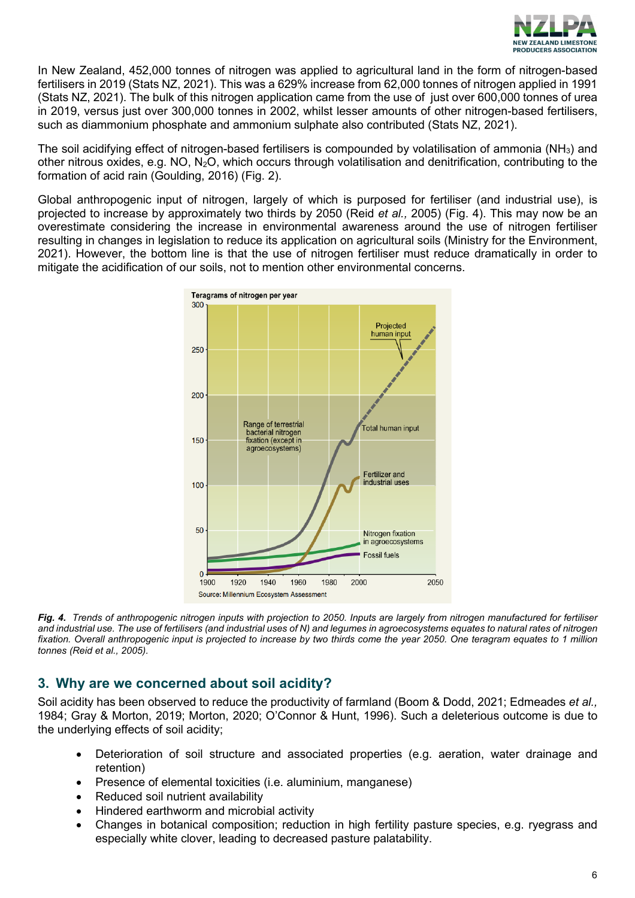In New Zealand, 452,000 tonnes of nitrogen was applied to agricultural land in the form of nitrogen-based fertilisers in 2019 (Stats NZ, 2021). This was a 629% increase from 62,000 tonnes of nitrogen applied in 1991 (Stats NZ, 2021). The bulk of this nitrogen application came from the use of just over 600,000 tonnes of urea in 2019, versus just over 300,000 tonnes in 2002, whilst lesser amounts of other nitrogen-based fertilisers, such as diammonium phosphate and ammonium sulphate also contributed (Stats NZ, 2021).

The soil acidifying effect of nitrogen-based fertilisers is compounded by volatilisation of ammonia ($NH_3$) and other nitrous oxides, e.g. NO, $N_2O$, which occurs through volatilisation and denitrification, contributing to the formation of acid rain (Goulding, 2016) (Fig. 2).

Global anthropogenic input of nitrogen, largely of which is purposed for fertiliser (and industrial use), is projected to increase by approximately two thirds by 2050 (Reid *et al.,* 2005) (Fig. 4). This may now be an overestimate considering the increase in environmental awareness around the use of nitrogen fertiliser resulting in changes in legislation to reduce its application on agricultural soils (Ministry for the Environment, 2021). However, the bottom line is that the use of nitrogen fertiliser must reduce dramatically in order to mitigate the acidification of our soils, not to mention other environmental concerns.

***Fig. 4.*** *Trends of anthropogenic nitrogen inputs with projection to 2050. Inputs are largely from nitrogen manufactured for fertiliser and industrial use. The use of fertilisers (and industrial uses of N) and legumes in agroecosystems equates to natural rates of nitrogen fixation. Overall anthropogenic input is projected to increase by two thirds come the year 2050. One teragram equates to 1 million tonnes (Reid et al., 2005).*

## 3. Why are we concerned about soil acidity?

Soil acidity has been observed to reduce the productivity of farmland (Boom & Dodd, 2021; Edmeades *et al.,* 1984; Gray & Morton, 2019; Morton, 2020; O'Connor & Hunt, 1996). Such a deleterious outcome is due to the underlying effects of soil acidity;

- Deterioration of soil structure and associated properties (e.g. aeration, water drainage and retention)
- Presence of elemental toxicities (i.e. aluminium, manganese)
- Reduced soil nutrient availability
- Hindered earthworm and microbial activity
- Changes in botanical composition; reduction in high fertility pasture species, e.g. ryegrass and especially white clover, leading to decreased pasture palatability.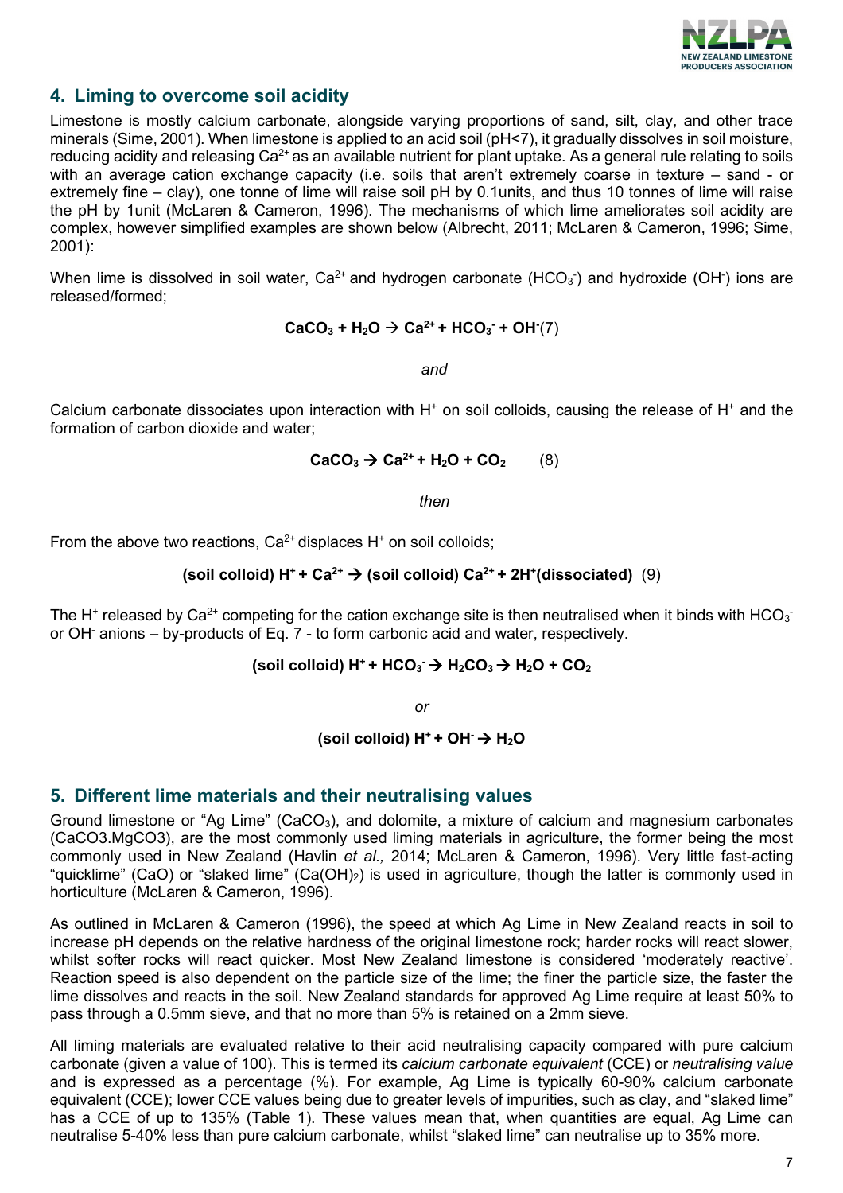## 4. Liming to overcome soil acidity

Limestone is mostly calcium carbonate, alongside varying proportions of sand, silt, clay, and other trace minerals (Sime, 2001). When limestone is applied to an acid soil (pH<7), it gradually dissolves in soil moisture, reducing acidity and releasing $Ca^{2+}$ as an available nutrient for plant uptake. As a general rule relating to soils with an average cation exchange capacity (i.e. soils that aren't extremely coarse in texture – sand - or extremely fine – clay), one tonne of lime will raise soil pH by 0.1units, and thus 10 tonnes of lime will raise the pH by 1unit (McLaren & Cameron, 1996). The mechanisms of which lime ameliorates soil acidity are complex, however simplified examples are shown below (Albrecht, 2011; McLaren & Cameron, 1996; Sime, 2001):

When lime is dissolved in soil water, $Ca^{2+}$ and hydrogen carbonate ($HCO_3^-$) and hydroxide ($OH^-$) ions are released/formed;

$$\mathbf{CaCO_3 + H_2O \rightarrow Ca^{2+} + HCO_3^- + OH^-} \quad (7)$$

*and*

Calcium carbonate dissociates upon interaction with $H^+$ on soil colloids, causing the release of $H^+$ and the formation of carbon dioxide and water;

$$\mathbf{CaCO_3 \rightarrow Ca^{2+} + H_2O + CO_2} \quad (8)$$

*then*

From the above two reactions, $Ca^{2+}$ displaces $H^+$ on soil colloids;

$$\mathbf{(soil\ colloid)\ H^+ + Ca^{2+} \rightarrow (soil\ colloid)\ Ca^{2+} + 2H^+(dissociated)} \quad (9)$$

The $H^+$ released by $Ca^{2+}$ competing for the cation exchange site is then neutralised when it binds with $HCO_3^-$ or $OH^-$ anions – by-products of Eq. 7 - to form carbonic acid and water, respectively.

$$\mathbf{(soil\ colloid)\ H^+ + HCO_3^- \rightarrow H_2CO_3 \rightarrow H_2O + CO_2}$$

*or*

$$\mathbf{(soil\ colloid)\ H^+ + OH^- \rightarrow H_2O}$$

## 5. Different lime materials and their neutralising values

Ground limestone or "Ag Lime" ($CaCO_3$), and dolomite, a mixture of calcium and magnesium carbonates (CaCO3.MgCO3), are the most commonly used liming materials in agriculture, the former being the most commonly used in New Zealand (Havlin *et al.,* 2014; McLaren & Cameron, 1996). Very little fast-acting "quicklime" (CaO) or "slaked lime" ($Ca(OH)_2$) is used in agriculture, though the latter is commonly used in horticulture (McLaren & Cameron, 1996).

As outlined in McLaren & Cameron (1996), the speed at which Ag Lime in New Zealand reacts in soil to increase pH depends on the relative hardness of the original limestone rock; harder rocks will react slower, whilst softer rocks will react quicker. Most New Zealand limestone is considered 'moderately reactive'. Reaction speed is also dependent on the particle size of the lime; the finer the particle size, the faster the lime dissolves and reacts in the soil. New Zealand standards for approved Ag Lime require at least 50% to pass through a 0.5mm sieve, and that no more than 5% is retained on a 2mm sieve.

All liming materials are evaluated relative to their acid neutralising capacity compared with pure calcium carbonate (given a value of 100). This is termed its *calcium carbonate equivalent* (CCE) or *neutralising value* and is expressed as a percentage (%). For example, Ag Lime is typically 60-90% calcium carbonate equivalent (CCE); lower CCE values being due to greater levels of impurities, such as clay, and "slaked lime" has a CCE of up to 135% (Table 1). These values mean that, when quantities are equal, Ag Lime can neutralise 5-40% less than pure calcium carbonate, whilst "slaked lime" can neutralise up to 35% more.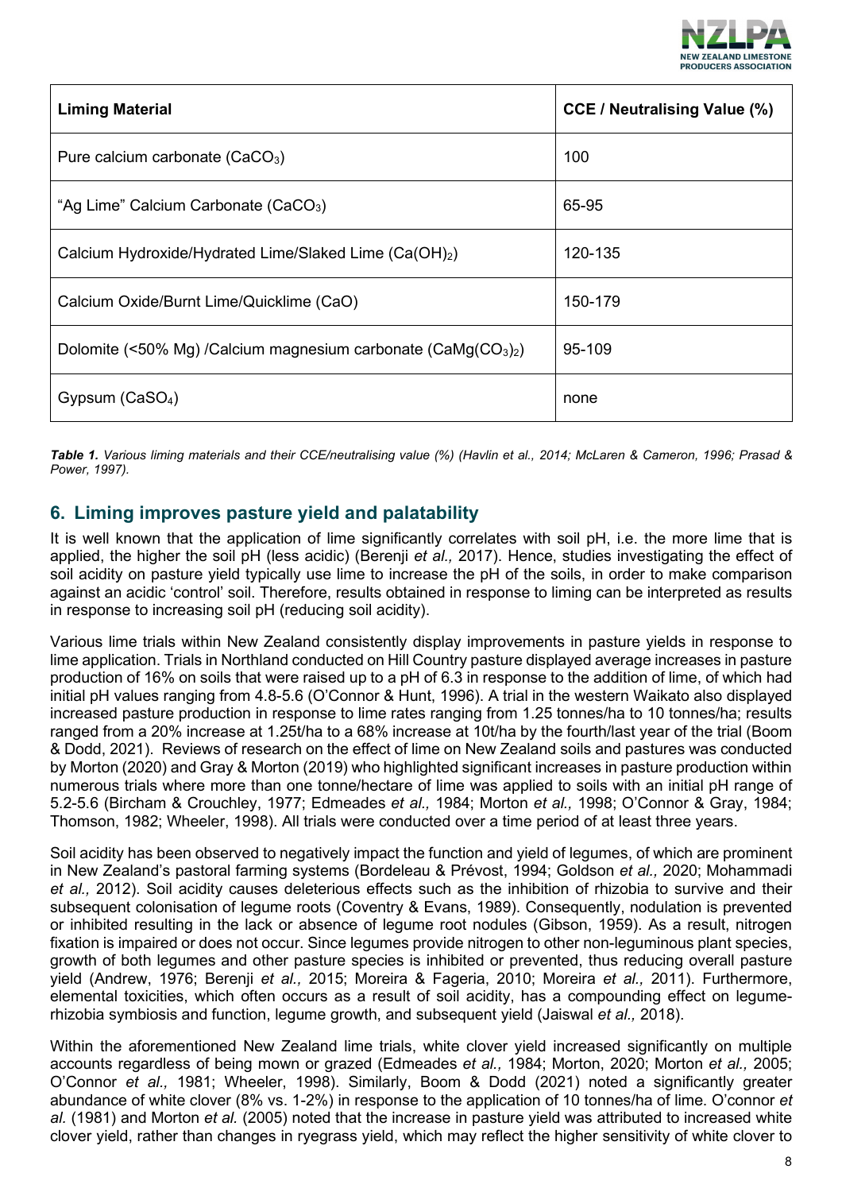| Liming Material | CCE / Neutralising Value (%) |
|---|---|
| Pure calcium carbonate ($CaCO_3$) | 100 |
| "Ag Lime" Calcium Carbonate ($CaCO_3$) | 65-95 |
| Calcium Hydroxide/Hydrated Lime/Slaked Lime ($Ca(OH)_2$) | 120-135 |
| Calcium Oxide/Burnt Lime/Quicklime (CaO) | 150-179 |
| Dolomite (<50% Mg) /Calcium magnesium carbonate ($CaMg(CO_3)_2$) | 95-109 |
| Gypsum ($CaSO_4$) | none |

***Table 1.*** *Various liming materials and their CCE/neutralising value (%) (Havlin et al., 2014; McLaren & Cameron, 1996; Prasad & Power, 1997).*

## 6. Liming improves pasture yield and palatability

It is well known that the application of lime significantly correlates with soil pH, i.e. the more lime that is applied, the higher the soil pH (less acidic) (Berenji *et al.,* 2017). Hence, studies investigating the effect of soil acidity on pasture yield typically use lime to increase the pH of the soils, in order to make comparison against an acidic 'control' soil. Therefore, results obtained in response to liming can be interpreted as results in response to increasing soil pH (reducing soil acidity).

Various lime trials within New Zealand consistently display improvements in pasture yields in response to lime application. Trials in Northland conducted on Hill Country pasture displayed average increases in pasture production of 16% on soils that were raised up to a pH of 6.3 in response to the addition of lime, of which had initial pH values ranging from 4.8-5.6 (O'Connor & Hunt, 1996). A trial in the western Waikato also displayed increased pasture production in response to lime rates ranging from 1.25 tonnes/ha to 10 tonnes/ha; results ranged from a 20% increase at 1.25t/ha to a 68% increase at 10t/ha by the fourth/last year of the trial (Boom & Dodd, 2021). Reviews of research on the effect of lime on New Zealand soils and pastures was conducted by Morton (2020) and Gray & Morton (2019) who highlighted significant increases in pasture production within numerous trials where more than one tonne/hectare of lime was applied to soils with an initial pH range of 5.2-5.6 (Bircham & Crouchley, 1977; Edmeades *et al.,* 1984; Morton *et al.,* 1998; O'Connor & Gray, 1984; Thomson, 1982; Wheeler, 1998). All trials were conducted over a time period of at least three years.

Soil acidity has been observed to negatively impact the function and yield of legumes, of which are prominent in New Zealand's pastoral farming systems (Bordeleau & Prévost, 1994; Goldson *et al.,* 2020; Mohammadi *et al.,* 2012). Soil acidity causes deleterious effects such as the inhibition of rhizobia to survive and their subsequent colonisation of legume roots (Coventry & Evans, 1989). Consequently, nodulation is prevented or inhibited resulting in the lack or absence of legume root nodules (Gibson, 1959). As a result, nitrogen fixation is impaired or does not occur. Since legumes provide nitrogen to other non-leguminous plant species, growth of both legumes and other pasture species is inhibited or prevented, thus reducing overall pasture yield (Andrew, 1976; Berenji *et al.,* 2015; Moreira & Fageria, 2010; Moreira *et al.,* 2011). Furthermore, elemental toxicities, which often occurs as a result of soil acidity, has a compounding effect on legume-rhizobia symbiosis and function, legume growth, and subsequent yield (Jaiswal *et al.,* 2018).

Within the aforementioned New Zealand lime trials, white clover yield increased significantly on multiple accounts regardless of being mown or grazed (Edmeades *et al.,* 1984; Morton, 2020; Morton *et al.,* 2005; O'Connor *et al.,* 1981; Wheeler, 1998). Similarly, Boom & Dodd (2021) noted a significantly greater abundance of white clover (8% vs. 1-2%) in response to the application of 10 tonnes/ha of lime. O'connor *et al.* (1981) and Morton *et al.* (2005) noted that the increase in pasture yield was attributed to increased white clover yield, rather than changes in ryegrass yield, which may reflect the higher sensitivity of white clover to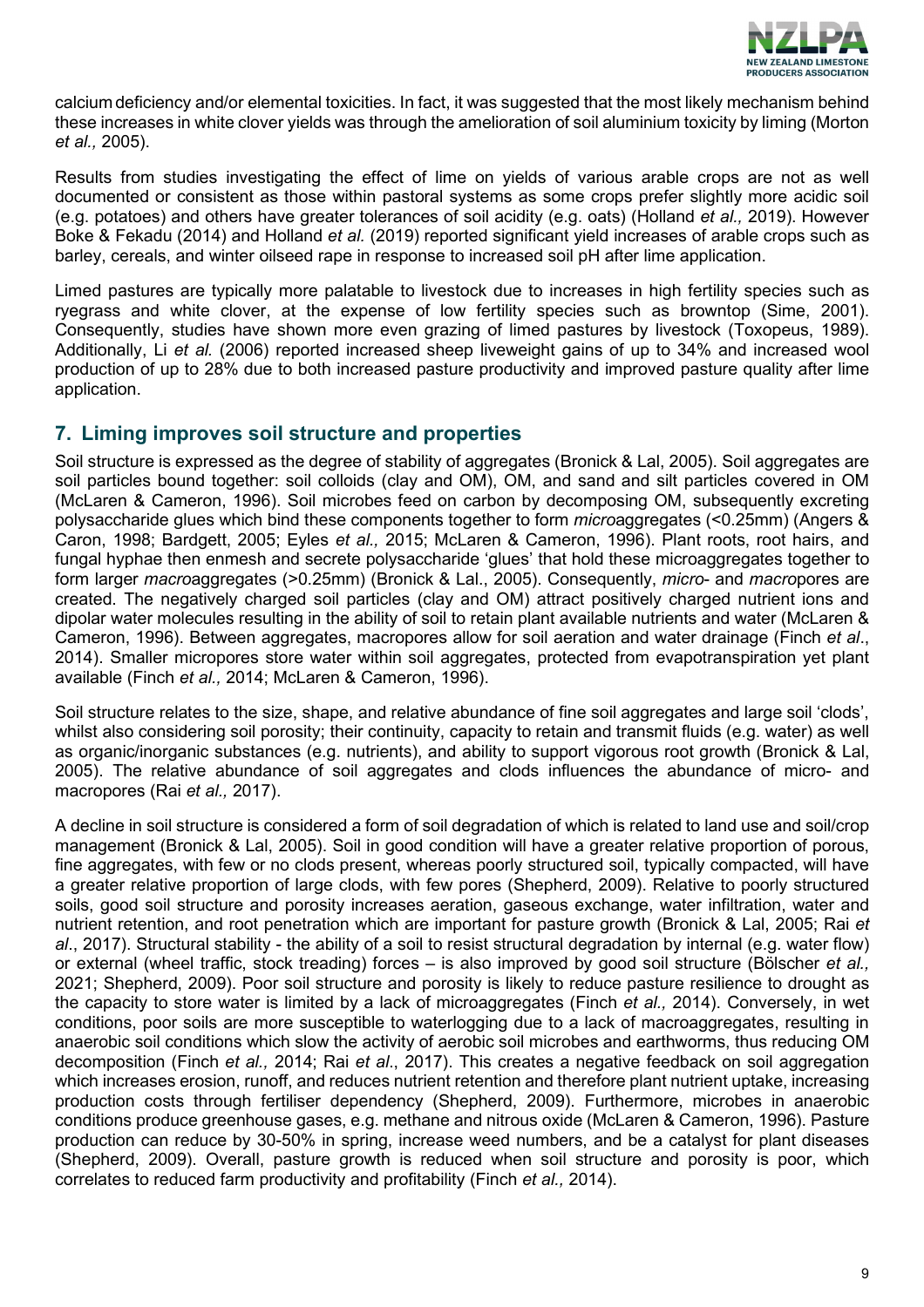calcium deficiency and/or elemental toxicities. In fact, it was suggested that the most likely mechanism behind these increases in white clover yields was through the amelioration of soil aluminium toxicity by liming (Morton *et al.,* 2005).

Results from studies investigating the effect of lime on yields of various arable crops are not as well documented or consistent as those within pastoral systems as some crops prefer slightly more acidic soil (e.g. potatoes) and others have greater tolerances of soil acidity (e.g. oats) (Holland *et al.,* 2019). However Boke & Fekadu (2014) and Holland *et al.* (2019) reported significant yield increases of arable crops such as barley, cereals, and winter oilseed rape in response to increased soil pH after lime application.

Limed pastures are typically more palatable to livestock due to increases in high fertility species such as ryegrass and white clover, at the expense of low fertility species such as browntop (Sime, 2001). Consequently, studies have shown more even grazing of limed pastures by livestock (Toxopeus, 1989). Additionally, Li *et al.* (2006) reported increased sheep liveweight gains of up to 34% and increased wool production of up to 28% due to both increased pasture productivity and improved pasture quality after lime application.

## 7. Liming improves soil structure and properties

Soil structure is expressed as the degree of stability of aggregates (Bronick & Lal, 2005). Soil aggregates are soil particles bound together: soil colloids (clay and OM), OM, and sand and silt particles covered in OM (McLaren & Cameron, 1996). Soil microbes feed on carbon by decomposing OM, subsequently excreting polysaccharide glues which bind these components together to form *micro*aggregates (<0.25mm) (Angers & Caron, 1998; Bardgett, 2005; Eyles *et al.,* 2015; McLaren & Cameron, 1996). Plant roots, root hairs, and fungal hyphae then enmesh and secrete polysaccharide 'glues' that hold these microaggregates together to form larger *macro*aggregates (>0.25mm) (Bronick & Lal., 2005). Consequently, *micro*- and *macro*pores are created. The negatively charged soil particles (clay and OM) attract positively charged nutrient ions and dipolar water molecules resulting in the ability of soil to retain plant available nutrients and water (McLaren & Cameron, 1996). Between aggregates, macropores allow for soil aeration and water drainage (Finch *et al*., 2014). Smaller micropores store water within soil aggregates, protected from evapotranspiration yet plant available (Finch *et al.,* 2014; McLaren & Cameron, 1996).

Soil structure relates to the size, shape, and relative abundance of fine soil aggregates and large soil 'clods', whilst also considering soil porosity; their continuity, capacity to retain and transmit fluids (e.g. water) as well as organic/inorganic substances (e.g. nutrients), and ability to support vigorous root growth (Bronick & Lal, 2005). The relative abundance of soil aggregates and clods influences the abundance of micro- and macropores (Rai *et al.,* 2017).

A decline in soil structure is considered a form of soil degradation of which is related to land use and soil/crop management (Bronick & Lal, 2005). Soil in good condition will have a greater relative proportion of porous, fine aggregates, with few or no clods present, whereas poorly structured soil, typically compacted, will have a greater relative proportion of large clods, with few pores (Shepherd, 2009). Relative to poorly structured soils, good soil structure and porosity increases aeration, gaseous exchange, water infiltration, water and nutrient retention, and root penetration which are important for pasture growth (Bronick & Lal, 2005; Rai *et al*., 2017). Structural stability - the ability of a soil to resist structural degradation by internal (e.g. water flow) or external (wheel traffic, stock treading) forces – is also improved by good soil structure (Bölscher *et al.,* 2021; Shepherd, 2009). Poor soil structure and porosity is likely to reduce pasture resilience to drought as the capacity to store water is limited by a lack of microaggregates (Finch *et al.,* 2014). Conversely, in wet conditions, poor soils are more susceptible to waterlogging due to a lack of macroaggregates, resulting in anaerobic soil conditions which slow the activity of aerobic soil microbes and earthworms, thus reducing OM decomposition (Finch *et al.,* 2014; Rai *et al*., 2017). This creates a negative feedback on soil aggregation which increases erosion, runoff, and reduces nutrient retention and therefore plant nutrient uptake, increasing production costs through fertiliser dependency (Shepherd, 2009). Furthermore, microbes in anaerobic conditions produce greenhouse gases, e.g. methane and nitrous oxide (McLaren & Cameron, 1996). Pasture production can reduce by 30-50% in spring, increase weed numbers, and be a catalyst for plant diseases (Shepherd, 2009). Overall, pasture growth is reduced when soil structure and porosity is poor, which correlates to reduced farm productivity and profitability (Finch *et al.,* 2014).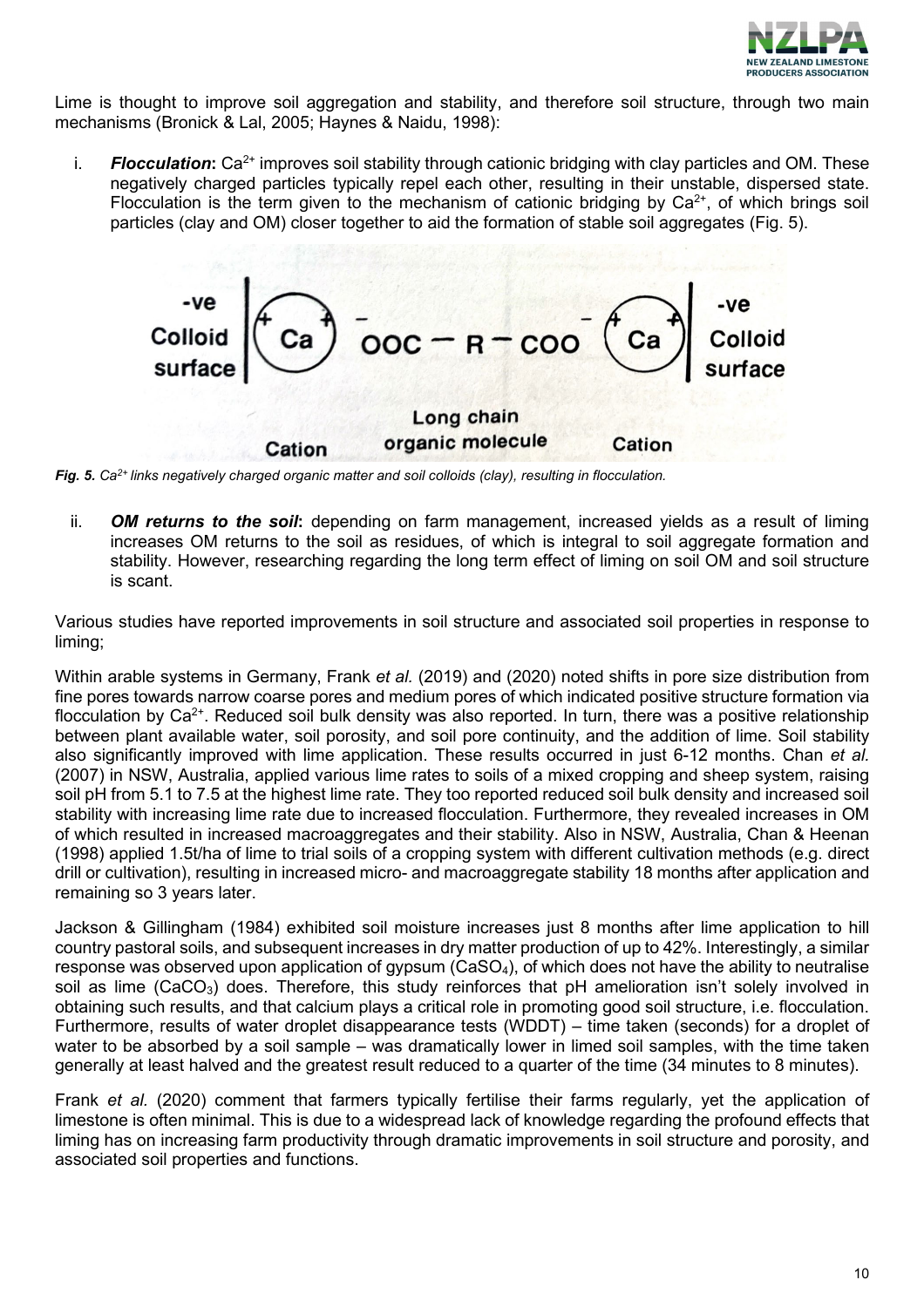Lime is thought to improve soil aggregation and stability, and therefore soil structure, through two main mechanisms (Bronick & Lal, 2005; Haynes & Naidu, 1998):

i. ***Flocculation***: $Ca^{2+}$ improves soil stability through cationic bridging with clay particles and OM. These negatively charged particles typically repel each other, resulting in their unstable, dispersed state. Flocculation is the term given to the mechanism of cationic bridging by $Ca^{2+}$, of which brings soil particles (clay and OM) closer together to aid the formation of stable soil aggregates (Fig. 5).

***Fig. 5.*** *$Ca^{2+}$ links negatively charged organic matter and soil colloids (clay), resulting in flocculation.*

ii. ***OM returns to the soil***: depending on farm management, increased yields as a result of liming increases OM returns to the soil as residues, of which is integral to soil aggregate formation and stability. However, researching regarding the long term effect of liming on soil OM and soil structure is scant.

Various studies have reported improvements in soil structure and associated soil properties in response to liming;

Within arable systems in Germany, Frank *et al.* (2019) and (2020) noted shifts in pore size distribution from fine pores towards narrow coarse pores and medium pores of which indicated positive structure formation via flocculation by $Ca^{2+}$. Reduced soil bulk density was also reported. In turn, there was a positive relationship between plant available water, soil porosity, and soil pore continuity, and the addition of lime. Soil stability also significantly improved with lime application. These results occurred in just 6-12 months. Chan *et al.* (2007) in NSW, Australia, applied various lime rates to soils of a mixed cropping and sheep system, raising soil pH from 5.1 to 7.5 at the highest lime rate. They too reported reduced soil bulk density and increased soil stability with increasing lime rate due to increased flocculation. Furthermore, they revealed increases in OM of which resulted in increased macroaggregates and their stability. Also in NSW, Australia, Chan & Heenan (1998) applied 1.5t/ha of lime to trial soils of a cropping system with different cultivation methods (e.g. direct drill or cultivation), resulting in increased micro- and macroaggregate stability 18 months after application and remaining so 3 years later.

Jackson & Gillingham (1984) exhibited soil moisture increases just 8 months after lime application to hill country pastoral soils, and subsequent increases in dry matter production of up to 42%. Interestingly, a similar response was observed upon application of gypsum ($CaSO_4$), of which does not have the ability to neutralise soil as lime ($CaCO_3$) does. Therefore, this study reinforces that pH amelioration isn't solely involved in obtaining such results, and that calcium plays a critical role in promoting good soil structure, i.e. flocculation. Furthermore, results of water droplet disappearance tests (WDDT) – time taken (seconds) for a droplet of water to be absorbed by a soil sample – was dramatically lower in limed soil samples, with the time taken generally at least halved and the greatest result reduced to a quarter of the time (34 minutes to 8 minutes).

Frank *et al.* (2020) comment that farmers typically fertilise their farms regularly, yet the application of limestone is often minimal. This is due to a widespread lack of knowledge regarding the profound effects that liming has on increasing farm productivity through dramatic improvements in soil structure and porosity, and associated soil properties and functions.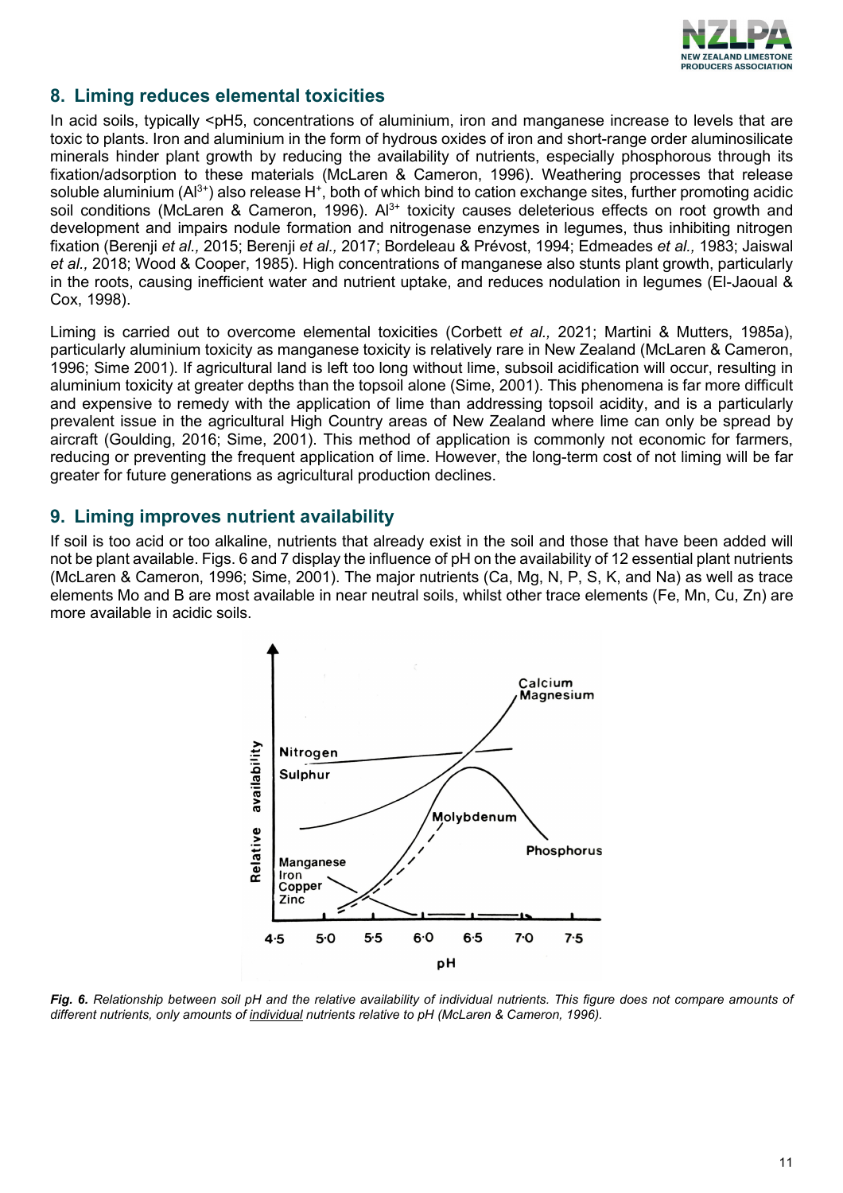## 8. Liming reduces elemental toxicities

In acid soils, typically <pH5, concentrations of aluminium, iron and manganese increase to levels that are toxic to plants. Iron and aluminium in the form of hydrous oxides of iron and short-range order aluminosilicate minerals hinder plant growth by reducing the availability of nutrients, especially phosphorous through its fixation/adsorption to these materials (McLaren & Cameron, 1996). Weathering processes that release soluble aluminium ($Al^{3+}$) also release $H^+$, both of which bind to cation exchange sites, further promoting acidic soil conditions (McLaren & Cameron, 1996). $Al^{3+}$ toxicity causes deleterious effects on root growth and development and impairs nodule formation and nitrogenase enzymes in legumes, thus inhibiting nitrogen fixation (Berenji *et al.,* 2015; Berenji *et al.,* 2017; Bordeleau & Prévost, 1994; Edmeades *et al.,* 1983; Jaiswal *et al.,* 2018; Wood & Cooper, 1985). High concentrations of manganese also stunts plant growth, particularly in the roots, causing inefficient water and nutrient uptake, and reduces nodulation in legumes (El-Jaoual & Cox, 1998).

Liming is carried out to overcome elemental toxicities (Corbett *et al.,* 2021; Martini & Mutters, 1985a), particularly aluminium toxicity as manganese toxicity is relatively rare in New Zealand (McLaren & Cameron, 1996; Sime 2001). If agricultural land is left too long without lime, subsoil acidification will occur, resulting in aluminium toxicity at greater depths than the topsoil alone (Sime, 2001). This phenomena is far more difficult and expensive to remedy with the application of lime than addressing topsoil acidity, and is a particularly prevalent issue in the agricultural High Country areas of New Zealand where lime can only be spread by aircraft (Goulding, 2016; Sime, 2001). This method of application is commonly not economic for farmers, reducing or preventing the frequent application of lime. However, the long-term cost of not liming will be far greater for future generations as agricultural production declines.

## 9. Liming improves nutrient availability

If soil is too acid or too alkaline, nutrients that already exist in the soil and those that have been added will not be plant available. Figs. 6 and 7 display the influence of pH on the availability of 12 essential plant nutrients (McLaren & Cameron, 1996; Sime, 2001). The major nutrients (Ca, Mg, N, P, S, K, and Na) as well as trace elements Mo and B are most available in near neutral soils, whilst other trace elements (Fe, Mn, Cu, Zn) are more available in acidic soils.

***Fig. 6.*** *Relationship between soil pH and the relative availability of individual nutrients. This figure does not compare amounts of different nutrients, only amounts of individual nutrients relative to pH (McLaren & Cameron, 1996).*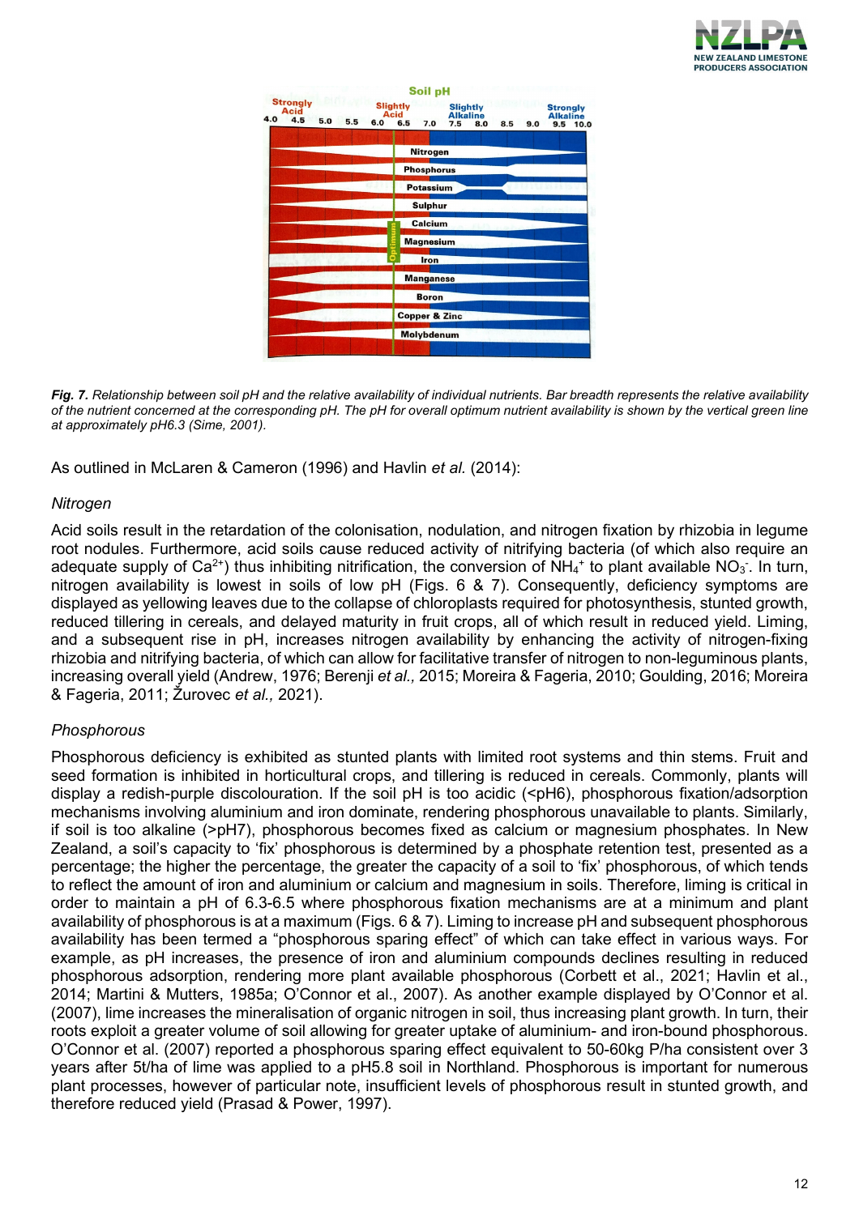*Fig. 7. Relationship between soil pH and the relative availability of individual nutrients. Bar breadth represents the relative availability of the nutrient concerned at the corresponding pH. The pH for overall optimum nutrient availability is shown by the vertical green line at approximately pH6.3 (Sime, 2001).*

As outlined in McLaren & Cameron (1996) and Havlin *et al.* (2014):

*Nitrogen*

Acid soils result in the retardation of the colonisation, nodulation, and nitrogen fixation by rhizobia in legume root nodules. Furthermore, acid soils cause reduced activity of nitrifying bacteria (of which also require an adequate supply of $Ca^{2+}$) thus inhibiting nitrification, the conversion of $NH_4^+$ to plant available $NO_3^-$. In turn, nitrogen availability is lowest in soils of low pH (Figs. 6 & 7). Consequently, deficiency symptoms are displayed as yellowing leaves due to the collapse of chloroplasts required for photosynthesis, stunted growth, reduced tillering in cereals, and delayed maturity in fruit crops, all of which result in reduced yield. Liming, and a subsequent rise in pH, increases nitrogen availability by enhancing the activity of nitrogen-fixing rhizobia and nitrifying bacteria, of which can allow for facilitative transfer of nitrogen to non-leguminous plants, increasing overall yield (Andrew, 1976; Berenji *et al.,* 2015; Moreira & Fageria, 2010; Goulding, 2016; Moreira & Fageria, 2011; Žurovec *et al.,* 2021).

*Phosphorous*

Phosphorous deficiency is exhibited as stunted plants with limited root systems and thin stems. Fruit and seed formation is inhibited in horticultural crops, and tillering is reduced in cereals. Commonly, plants will display a redish-purple discolouration. If the soil pH is too acidic (<pH6), phosphorous fixation/adsorption mechanisms involving aluminium and iron dominate, rendering phosphorous unavailable to plants. Similarly, if soil is too alkaline (>pH7), phosphorous becomes fixed as calcium or magnesium phosphates. In New Zealand, a soil's capacity to 'fix' phosphorous is determined by a phosphate retention test, presented as a percentage; the higher the percentage, the greater the capacity of a soil to 'fix' phosphorous, of which tends to reflect the amount of iron and aluminium or calcium and magnesium in soils. Therefore, liming is critical in order to maintain a pH of 6.3-6.5 where phosphorous fixation mechanisms are at a minimum and plant availability of phosphorous is at a maximum (Figs. 6 & 7). Liming to increase pH and subsequent phosphorous availability has been termed a "phosphorous sparing effect" of which can take effect in various ways. For example, as pH increases, the presence of iron and aluminium compounds declines resulting in reduced phosphorous adsorption, rendering more plant available phosphorous (Corbett et al., 2021; Havlin et al., 2014; Martini & Mutters, 1985a; O'Connor et al., 2007). As another example displayed by O'Connor et al. (2007), lime increases the mineralisation of organic nitrogen in soil, thus increasing plant growth. In turn, their roots exploit a greater volume of soil allowing for greater uptake of aluminium- and iron-bound phosphorous. O'Connor et al. (2007) reported a phosphorous sparing effect equivalent to 50-60kg P/ha consistent over 3 years after 5t/ha of lime was applied to a pH5.8 soil in Northland. Phosphorous is important for numerous plant processes, however of particular note, insufficient levels of phosphorous result in stunted growth, and therefore reduced yield (Prasad & Power, 1997).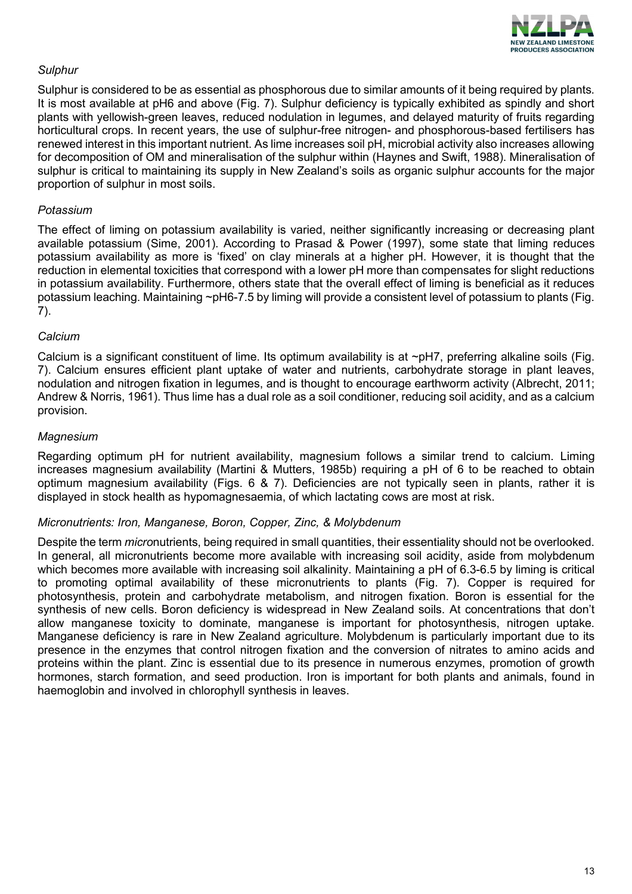### *Sulphur*

Sulphur is considered to be as essential as phosphorous due to similar amounts of it being required by plants. It is most available at pH6 and above (Fig. 7). Sulphur deficiency is typically exhibited as spindly and short plants with yellowish-green leaves, reduced nodulation in legumes, and delayed maturity of fruits regarding horticultural crops. In recent years, the use of sulphur-free nitrogen- and phosphorous-based fertilisers has renewed interest in this important nutrient. As lime increases soil pH, microbial activity also increases allowing for decomposition of OM and mineralisation of the sulphur within (Haynes and Swift, 1988). Mineralisation of sulphur is critical to maintaining its supply in New Zealand's soils as organic sulphur accounts for the major proportion of sulphur in most soils.

### *Potassium*

The effect of liming on potassium availability is varied, neither significantly increasing or decreasing plant available potassium (Sime, 2001). According to Prasad & Power (1997), some state that liming reduces potassium availability as more is 'fixed' on clay minerals at a higher pH. However, it is thought that the reduction in elemental toxicities that correspond with a lower pH more than compensates for slight reductions in potassium availability. Furthermore, others state that the overall effect of liming is beneficial as it reduces potassium leaching. Maintaining ~pH6-7.5 by liming will provide a consistent level of potassium to plants (Fig. 7).

### *Calcium*

Calcium is a significant constituent of lime. Its optimum availability is at ~pH7, preferring alkaline soils (Fig. 7). Calcium ensures efficient plant uptake of water and nutrients, carbohydrate storage in plant leaves, nodulation and nitrogen fixation in legumes, and is thought to encourage earthworm activity (Albrecht, 2011; Andrew & Norris, 1961). Thus lime has a dual role as a soil conditioner, reducing soil acidity, and as a calcium provision.

### *Magnesium*

Regarding optimum pH for nutrient availability, magnesium follows a similar trend to calcium. Liming increases magnesium availability (Martini & Mutters, 1985b) requiring a pH of 6 to be reached to obtain optimum magnesium availability (Figs. 6 & 7). Deficiencies are not typically seen in plants, rather it is displayed in stock health as hypomagnesaemia, of which lactating cows are most at risk.

### *Micronutrients: Iron, Manganese, Boron, Copper, Zinc, & Molybdenum*

Despite the term *micro*nutrients, being required in small quantities, their essentiality should not be overlooked. In general, all micronutrients become more available with increasing soil acidity, aside from molybdenum which becomes more available with increasing soil alkalinity. Maintaining a pH of 6.3-6.5 by liming is critical to promoting optimal availability of these micronutrients to plants (Fig. 7). Copper is required for photosynthesis, protein and carbohydrate metabolism, and nitrogen fixation. Boron is essential for the synthesis of new cells. Boron deficiency is widespread in New Zealand soils. At concentrations that don't allow manganese toxicity to dominate, manganese is important for photosynthesis, nitrogen uptake. Manganese deficiency is rare in New Zealand agriculture. Molybdenum is particularly important due to its presence in the enzymes that control nitrogen fixation and the conversion of nitrates to amino acids and proteins within the plant. Zinc is essential due to its presence in numerous enzymes, promotion of growth hormones, starch formation, and seed production. Iron is important for both plants and animals, found in haemoglobin and involved in chlorophyll synthesis in leaves.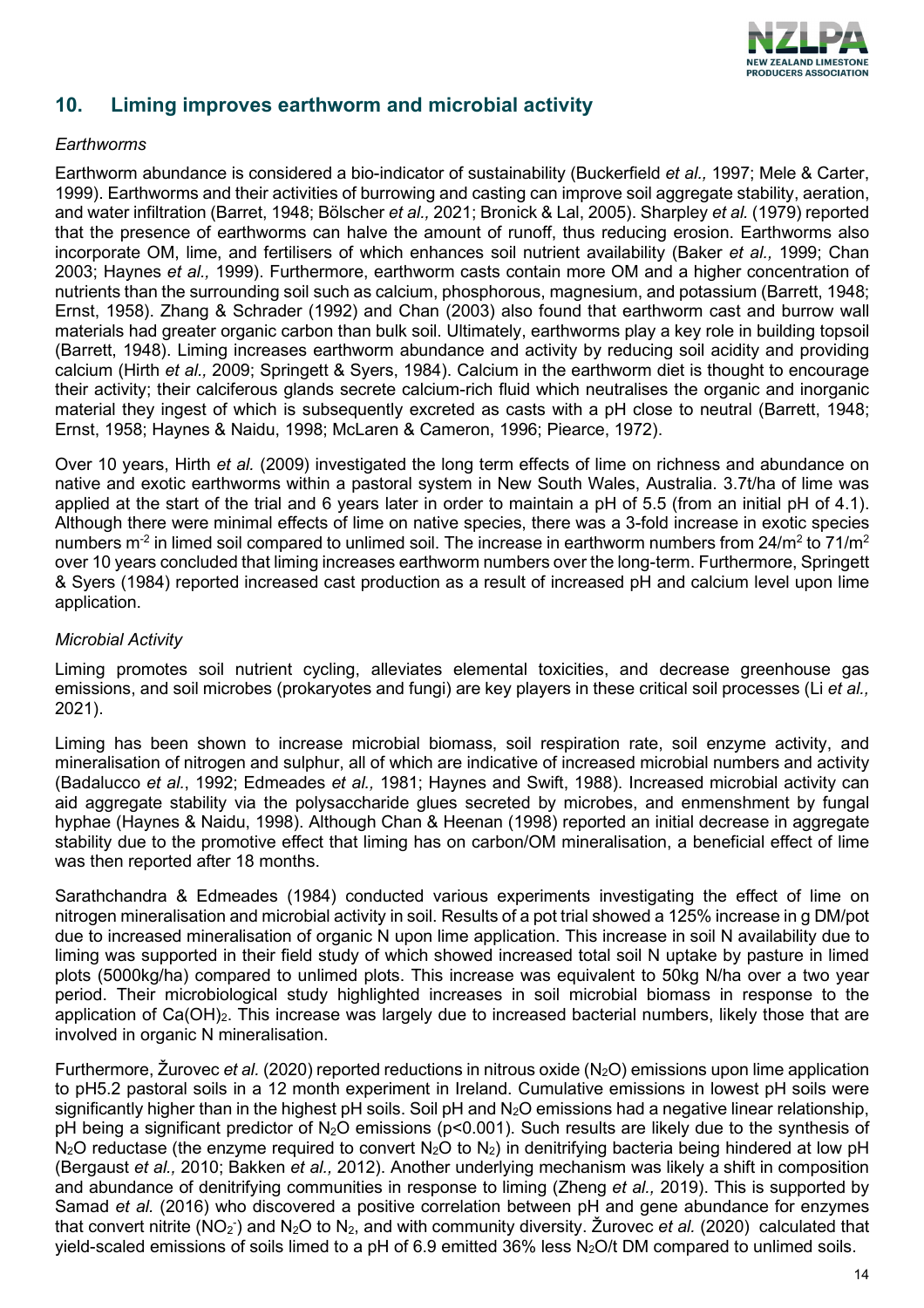## 10. Liming improves earthworm and microbial activity

*Earthworms*

Earthworm abundance is considered a bio-indicator of sustainability (Buckerfield *et al.,* 1997; Mele & Carter, 1999). Earthworms and their activities of burrowing and casting can improve soil aggregate stability, aeration, and water infiltration (Barret, 1948; Bölscher *et al.,* 2021; Bronick & Lal, 2005). Sharpley *et al.* (1979) reported that the presence of earthworms can halve the amount of runoff, thus reducing erosion. Earthworms also incorporate OM, lime, and fertilisers of which enhances soil nutrient availability (Baker *et al.,* 1999; Chan 2003; Haynes *et al.,* 1999). Furthermore, earthworm casts contain more OM and a higher concentration of nutrients than the surrounding soil such as calcium, phosphorous, magnesium, and potassium (Barrett, 1948; Ernst, 1958). Zhang & Schrader (1992) and Chan (2003) also found that earthworm cast and burrow wall materials had greater organic carbon than bulk soil. Ultimately, earthworms play a key role in building topsoil (Barrett, 1948). Liming increases earthworm abundance and activity by reducing soil acidity and providing calcium (Hirth *et al.,* 2009; Springett & Syers, 1984). Calcium in the earthworm diet is thought to encourage their activity; their calciferous glands secrete calcium-rich fluid which neutralises the organic and inorganic material they ingest of which is subsequently excreted as casts with a pH close to neutral (Barrett, 1948; Ernst, 1958; Haynes & Naidu, 1998; McLaren & Cameron, 1996; Piearce, 1972).

Over 10 years, Hirth *et al.* (2009) investigated the long term effects of lime on richness and abundance on native and exotic earthworms within a pastoral system in New South Wales, Australia. 3.7t/ha of lime was applied at the start of the trial and 6 years later in order to maintain a pH of 5.5 (from an initial pH of 4.1). Although there were minimal effects of lime on native species, there was a 3-fold increase in exotic species numbers $m^{-2}$ in limed soil compared to unlimed soil. The increase in earthworm numbers from $24/m^2$ to $71/m^2$ over 10 years concluded that liming increases earthworm numbers over the long-term. Furthermore, Springett & Syers (1984) reported increased cast production as a result of increased pH and calcium level upon lime application.

*Microbial Activity*

Liming promotes soil nutrient cycling, alleviates elemental toxicities, and decrease greenhouse gas emissions, and soil microbes (prokaryotes and fungi) are key players in these critical soil processes (Li *et al.,* 2021).

Liming has been shown to increase microbial biomass, soil respiration rate, soil enzyme activity, and mineralisation of nitrogen and sulphur, all of which are indicative of increased microbial numbers and activity (Badalucco *et al.*, 1992; Edmeades *et al.,* 1981; Haynes and Swift, 1988). Increased microbial activity can aid aggregate stability via the polysaccharide glues secreted by microbes, and enmenshment by fungal hyphae (Haynes & Naidu, 1998). Although Chan & Heenan (1998) reported an initial decrease in aggregate stability due to the promotive effect that liming has on carbon/OM mineralisation, a beneficial effect of lime was then reported after 18 months.

Sarathchandra & Edmeades (1984) conducted various experiments investigating the effect of lime on nitrogen mineralisation and microbial activity in soil. Results of a pot trial showed a 125% increase in g DM/pot due to increased mineralisation of organic N upon lime application. This increase in soil N availability due to liming was supported in their field study of which showed increased total soil N uptake by pasture in limed plots (5000kg/ha) compared to unlimed plots. This increase was equivalent to 50kg N/ha over a two year period. Their microbiological study highlighted increases in soil microbial biomass in response to the application of $Ca(OH)_2$. This increase was largely due to increased bacterial numbers, likely those that are involved in organic N mineralisation.

Furthermore, Žurovec *et al.* (2020) reported reductions in nitrous oxide ($N_2O$) emissions upon lime application to pH5.2 pastoral soils in a 12 month experiment in Ireland. Cumulative emissions in lowest pH soils were significantly higher than in the highest pH soils. Soil pH and $N_2O$ emissions had a negative linear relationship, pH being a significant predictor of $N_2O$ emissions ($p<0.001$). Such results are likely due to the synthesis of $N_2O$ reductase (the enzyme required to convert $N_2O$ to $N_2$) in denitrifying bacteria being hindered at low pH (Bergaust *et al.,* 2010; Bakken *et al.,* 2012). Another underlying mechanism was likely a shift in composition and abundance of denitrifying communities in response to liming (Zheng *et al.,* 2019). This is supported by Samad *et al.* (2016) who discovered a positive correlation between pH and gene abundance for enzymes that convert nitrite ($NO_2^-$) and $N_2O$ to $N_2$, and with community diversity. Žurovec *et al.* (2020) calculated that yield-scaled emissions of soils limed to a pH of 6.9 emitted 36% less $N_2O$/t DM compared to unlimed soils.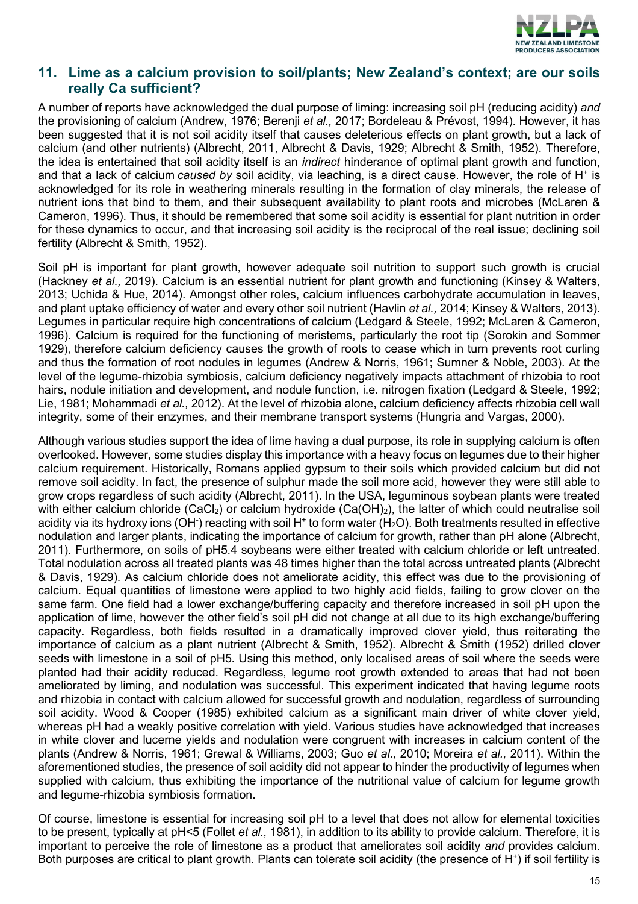## 11. Lime as a calcium provision to soil/plants; New Zealand's context; are our soils really Ca sufficient?

A number of reports have acknowledged the dual purpose of liming: increasing soil pH (reducing acidity) *and* the provisioning of calcium (Andrew, 1976; Berenji *et al.,* 2017; Bordeleau & Prévost, 1994). However, it has been suggested that it is not soil acidity itself that causes deleterious effects on plant growth, but a lack of calcium (and other nutrients) (Albrecht, 2011, Albrecht & Davis, 1929; Albrecht & Smith, 1952). Therefore, the idea is entertained that soil acidity itself is an *indirect* hinderance of optimal plant growth and function, and that a lack of calcium *caused by* soil acidity, via leaching, is a direct cause. However, the role of $H^+$ is acknowledged for its role in weathering minerals resulting in the formation of clay minerals, the release of nutrient ions that bind to them, and their subsequent availability to plant roots and microbes (McLaren & Cameron, 1996). Thus, it should be remembered that some soil acidity is essential for plant nutrition in order for these dynamics to occur, and that increasing soil acidity is the reciprocal of the real issue; declining soil fertility (Albrecht & Smith, 1952).

Soil pH is important for plant growth, however adequate soil nutrition to support such growth is crucial (Hackney *et al.,* 2019). Calcium is an essential nutrient for plant growth and functioning (Kinsey & Walters, 2013; Uchida & Hue, 2014). Amongst other roles, calcium influences carbohydrate accumulation in leaves, and plant uptake efficiency of water and every other soil nutrient (Havlin *et al.,* 2014; Kinsey & Walters, 2013). Legumes in particular require high concentrations of calcium (Ledgard & Steele, 1992; McLaren & Cameron, 1996). Calcium is required for the functioning of meristems, particularly the root tip (Sorokin and Sommer 1929), therefore calcium deficiency causes the growth of roots to cease which in turn prevents root curling and thus the formation of root nodules in legumes (Andrew & Norris, 1961; Sumner & Noble, 2003). At the level of the legume-rhizobia symbiosis, calcium deficiency negatively impacts attachment of rhizobia to root hairs, nodule initiation and development, and nodule function, i.e. nitrogen fixation (Ledgard & Steele, 1992; Lie, 1981; Mohammadi *et al.,* 2012). At the level of rhizobia alone, calcium deficiency affects rhizobia cell wall integrity, some of their enzymes, and their membrane transport systems (Hungria and Vargas, 2000).

Although various studies support the idea of lime having a dual purpose, its role in supplying calcium is often overlooked. However, some studies display this importance with a heavy focus on legumes due to their higher calcium requirement. Historically, Romans applied gypsum to their soils which provided calcium but did not remove soil acidity. In fact, the presence of sulphur made the soil more acid, however they were still able to grow crops regardless of such acidity (Albrecht, 2011). In the USA, leguminous soybean plants were treated with either calcium chloride ($CaCl_2$) or calcium hydroxide ($Ca(OH)_2$), the latter of which could neutralise soil acidity via its hydroxy ions ($OH^-$) reacting with soil $H^+$ to form water ($H_2O$). Both treatments resulted in effective nodulation and larger plants, indicating the importance of calcium for growth, rather than pH alone (Albrecht, 2011). Furthermore, on soils of pH5.4 soybeans were either treated with calcium chloride or left untreated. Total nodulation across all treated plants was 48 times higher than the total across untreated plants (Albrecht & Davis, 1929). As calcium chloride does not ameliorate acidity, this effect was due to the provisioning of calcium. Equal quantities of limestone were applied to two highly acid fields, failing to grow clover on the same farm. One field had a lower exchange/buffering capacity and therefore increased in soil pH upon the application of lime, however the other field's soil pH did not change at all due to its high exchange/buffering capacity. Regardless, both fields resulted in a dramatically improved clover yield, thus reiterating the importance of calcium as a plant nutrient (Albrecht & Smith, 1952). Albrecht & Smith (1952) drilled clover seeds with limestone in a soil of pH5. Using this method, only localised areas of soil where the seeds were planted had their acidity reduced. Regardless, legume root growth extended to areas that had not been ameliorated by liming, and nodulation was successful. This experiment indicated that having legume roots and rhizobia in contact with calcium allowed for successful growth and nodulation, regardless of surrounding soil acidity. Wood & Cooper (1985) exhibited calcium as a significant main driver of white clover yield, whereas pH had a weakly positive correlation with yield. Various studies have acknowledged that increases in white clover and lucerne yields and nodulation were congruent with increases in calcium content of the plants (Andrew & Norris, 1961; Grewal & Williams, 2003; Guo *et al.,* 2010; Moreira *et al.,* 2011). Within the aforementioned studies, the presence of soil acidity did not appear to hinder the productivity of legumes when supplied with calcium, thus exhibiting the importance of the nutritional value of calcium for legume growth and legume-rhizobia symbiosis formation.

Of course, limestone is essential for increasing soil pH to a level that does not allow for elemental toxicities to be present, typically at pH<5 (Follet *et al.,* 1981), in addition to its ability to provide calcium. Therefore, it is important to perceive the role of limestone as a product that ameliorates soil acidity *and* provides calcium. Both purposes are critical to plant growth. Plants can tolerate soil acidity (the presence of $H^+$) if soil fertility is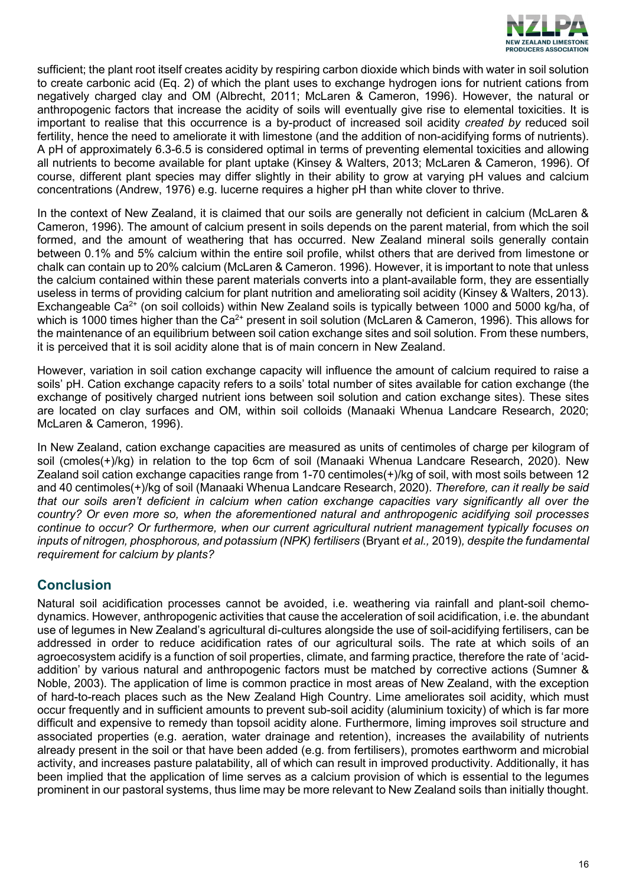sufficient; the plant root itself creates acidity by respiring carbon dioxide which binds with water in soil solution to create carbonic acid (Eq. 2) of which the plant uses to exchange hydrogen ions for nutrient cations from negatively charged clay and OM (Albrecht, 2011; McLaren & Cameron, 1996). However, the natural or anthropogenic factors that increase the acidity of soils will eventually give rise to elemental toxicities. It is important to realise that this occurrence is a by-product of increased soil acidity *created by* reduced soil fertility, hence the need to ameliorate it with limestone (and the addition of non-acidifying forms of nutrients). A pH of approximately 6.3-6.5 is considered optimal in terms of preventing elemental toxicities and allowing all nutrients to become available for plant uptake (Kinsey & Walters, 2013; McLaren & Cameron, 1996). Of course, different plant species may differ slightly in their ability to grow at varying pH values and calcium concentrations (Andrew, 1976) e.g. lucerne requires a higher pH than white clover to thrive.

In the context of New Zealand, it is claimed that our soils are generally not deficient in calcium (McLaren & Cameron, 1996). The amount of calcium present in soils depends on the parent material, from which the soil formed, and the amount of weathering that has occurred. New Zealand mineral soils generally contain between 0.1% and 5% calcium within the entire soil profile, whilst others that are derived from limestone or chalk can contain up to 20% calcium (McLaren & Cameron. 1996). However, it is important to note that unless the calcium contained within these parent materials converts into a plant-available form, they are essentially useless in terms of providing calcium for plant nutrition and ameliorating soil acidity (Kinsey & Walters, 2013). Exchangeable $Ca^{2+}$ (on soil colloids) within New Zealand soils is typically between 1000 and 5000 kg/ha, of which is 1000 times higher than the $Ca^{2+}$ present in soil solution (McLaren & Cameron, 1996). This allows for the maintenance of an equilibrium between soil cation exchange sites and soil solution. From these numbers, it is perceived that it is soil acidity alone that is of main concern in New Zealand.

However, variation in soil cation exchange capacity will influence the amount of calcium required to raise a soils' pH. Cation exchange capacity refers to a soils' total number of sites available for cation exchange (the exchange of positively charged nutrient ions between soil solution and cation exchange sites). These sites are located on clay surfaces and OM, within soil colloids (Manaaki Whenua Landcare Research, 2020; McLaren & Cameron, 1996).

In New Zealand, cation exchange capacities are measured as units of centimoles of charge per kilogram of soil (cmoles(+)/kg) in relation to the top 6cm of soil (Manaaki Whenua Landcare Research, 2020). New Zealand soil cation exchange capacities range from 1-70 centimoles(+)/kg of soil, with most soils between 12 and 40 centimoles(+)/kg of soil (Manaaki Whenua Landcare Research, 2020). *Therefore, can it really be said that our soils aren't deficient in calcium when cation exchange capacities vary significantly all over the country? Or even more so, when the aforementioned natural and anthropogenic acidifying soil processes continue to occur? Or furthermore, when our current agricultural nutrient management typically focuses on inputs of nitrogen, phosphorous, and potassium (NPK) fertilisers* (Bryant *et al.,* 2019)*, despite the fundamental requirement for calcium by plants?*

## Conclusion

Natural soil acidification processes cannot be avoided, i.e. weathering via rainfall and plant-soil chemo-dynamics. However, anthropogenic activities that cause the acceleration of soil acidification, i.e. the abundant use of legumes in New Zealand's agricultural di-cultures alongside the use of soil-acidifying fertilisers, can be addressed in order to reduce acidification rates of our agricultural soils. The rate at which soils of an agroecosystem acidify is a function of soil properties, climate, and farming practice, therefore the rate of 'acid-addition' by various natural and anthropogenic factors must be matched by corrective actions (Sumner & Noble, 2003). The application of lime is common practice in most areas of New Zealand, with the exception of hard-to-reach places such as the New Zealand High Country. Lime ameliorates soil acidity, which must occur frequently and in sufficient amounts to prevent sub-soil acidity (aluminium toxicity) of which is far more difficult and expensive to remedy than topsoil acidity alone. Furthermore, liming improves soil structure and associated properties (e.g. aeration, water drainage and retention), increases the availability of nutrients already present in the soil or that have been added (e.g. from fertilisers), promotes earthworm and microbial activity, and increases pasture palatability, all of which can result in improved productivity. Additionally, it has been implied that the application of lime serves as a calcium provision of which is essential to the legumes prominent in our pastoral systems, thus lime may be more relevant to New Zealand soils than initially thought.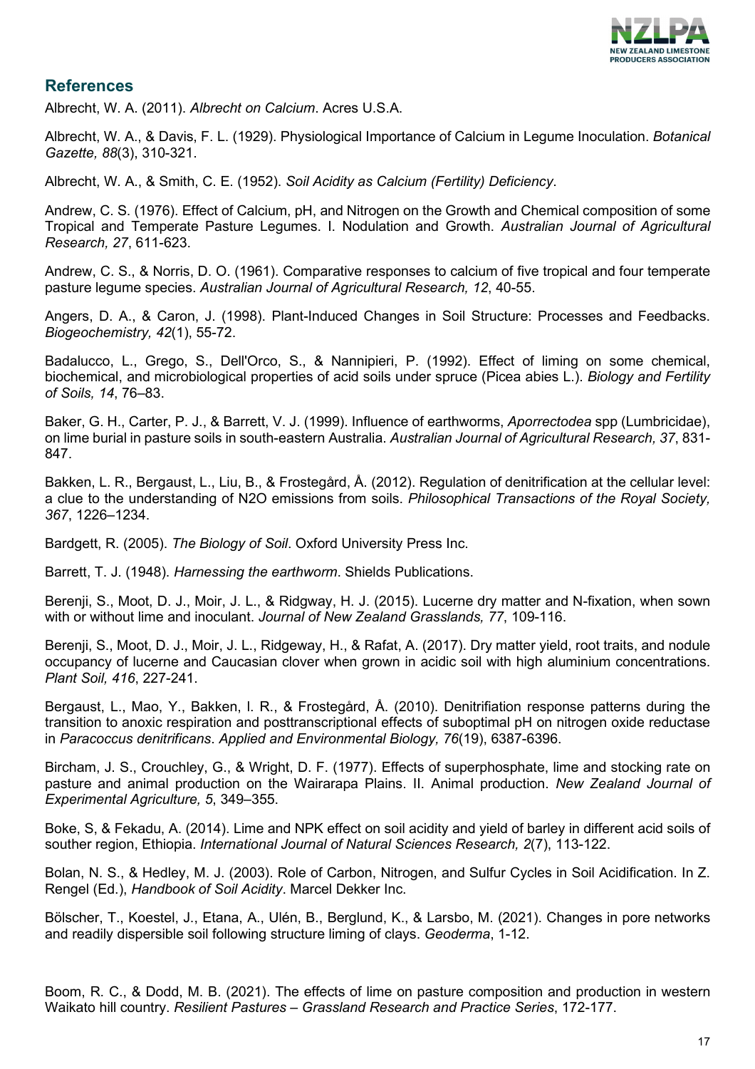## References

Albrecht, W. A. (2011). *Albrecht on Calcium*. Acres U.S.A.

Albrecht, W. A., & Davis, F. L. (1929). Physiological Importance of Calcium in Legume Inoculation. *Botanical Gazette, 88*(3), 310-321.

Albrecht, W. A., & Smith, C. E. (1952). *Soil Acidity as Calcium (Fertility) Deficiency*.

Andrew, C. S. (1976). Effect of Calcium, pH, and Nitrogen on the Growth and Chemical composition of some Tropical and Temperate Pasture Legumes. I. Nodulation and Growth. *Australian Journal of Agricultural Research, 27*, 611-623.

Andrew, C. S., & Norris, D. O. (1961). Comparative responses to calcium of five tropical and four temperate pasture legume species. *Australian Journal of Agricultural Research, 12*, 40-55.

Angers, D. A., & Caron, J. (1998). Plant-Induced Changes in Soil Structure: Processes and Feedbacks. *Biogeochemistry, 42*(1), 55-72.

Badalucco, L., Grego, S., Dell'Orco, S., & Nannipieri, P. (1992). Effect of liming on some chemical, biochemical, and microbiological properties of acid soils under spruce (Picea abies L.). *Biology and Fertility of Soils, 14*, 76–83.

Baker, G. H., Carter, P. J., & Barrett, V. J. (1999). Influence of earthworms, *Aporrectodea* spp (Lumbricidae), on lime burial in pasture soils in south-eastern Australia. *Australian Journal of Agricultural Research, 37*, 831-847.

Bakken, L. R., Bergaust, L., Liu, B., & Frostegård, Å. (2012). Regulation of denitrification at the cellular level: a clue to the understanding of N2O emissions from soils. *Philosophical Transactions of the Royal Society, 367*, 1226–1234.

Bardgett, R. (2005). *The Biology of Soil*. Oxford University Press Inc.

Barrett, T. J. (1948). *Harnessing the earthworm*. Shields Publications.

Berenji, S., Moot, D. J., Moir, J. L., & Ridgway, H. J. (2015). Lucerne dry matter and N-fixation, when sown with or without lime and inoculant. *Journal of New Zealand Grasslands, 77*, 109-116.

Berenji, S., Moot, D. J., Moir, J. L., Ridgeway, H., & Rafat, A. (2017). Dry matter yield, root traits, and nodule occupancy of lucerne and Caucasian clover when grown in acidic soil with high aluminium concentrations. *Plant Soil, 416*, 227-241.

Bergaust, L., Mao, Y., Bakken, l. R., & Frostegård, Å. (2010). Denitrifiation response patterns during the transition to anoxic respiration and posttranscriptional effects of suboptimal pH on nitrogen oxide reductase in *Paracoccus denitrificans*. *Applied and Environmental Biology, 76*(19), 6387-6396.

Bircham, J. S., Crouchley, G., & Wright, D. F. (1977). Effects of superphosphate, lime and stocking rate on pasture and animal production on the Wairarapa Plains. II. Animal production. *New Zealand Journal of Experimental Agriculture, 5*, 349–355.

Boke, S, & Fekadu, A. (2014). Lime and NPK effect on soil acidity and yield of barley in different acid soils of souther region, Ethiopia. *International Journal of Natural Sciences Research, 2*(7), 113-122.

Bolan, N. S., & Hedley, M. J. (2003). Role of Carbon, Nitrogen, and Sulfur Cycles in Soil Acidification. In Z. Rengel (Ed.), *Handbook of Soil Acidity*. Marcel Dekker Inc.

Bölscher, T., Koestel, J., Etana, A., Ulén, B., Berglund, K., & Larsbo, M. (2021). Changes in pore networks and readily dispersible soil following structure liming of clays. *Geoderma*, 1-12.

Boom, R. C., & Dodd, M. B. (2021). The effects of lime on pasture composition and production in western Waikato hill country. *Resilient Pastures – Grassland Research and Practice Series*, 172-177.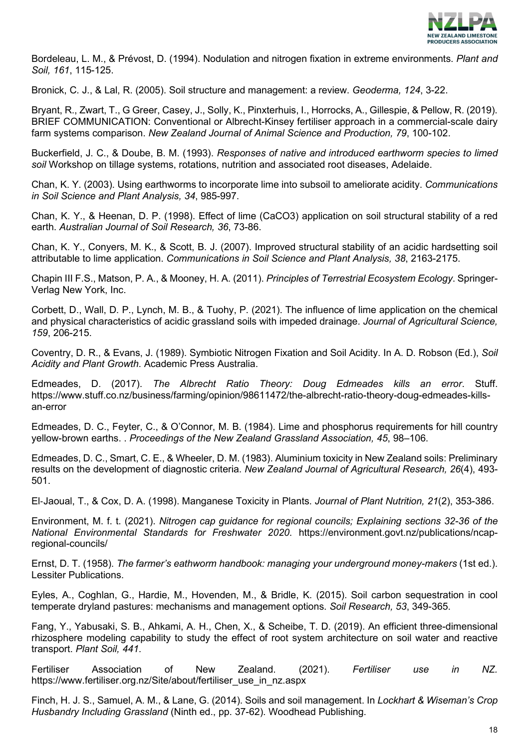Bordeleau, L. M., & Prévost, D. (1994). Nodulation and nitrogen fixation in extreme environments. *Plant and Soil, 161*, 115-125.

Bronick, C. J., & Lal, R. (2005). Soil structure and management: a review. *Geoderma, 124*, 3-22.

Bryant, R., Zwart, T., G Greer, Casey, J., Solly, K., Pinxterhuis, I., Horrocks, A., Gillespie, & Pellow, R. (2019). BRIEF COMMUNICATION: Conventional or Albrecht-Kinsey fertiliser approach in a commercial-scale dairy farm systems comparison. *New Zealand Journal of Animal Science and Production, 79*, 100-102.

Buckerfield, J. C., & Doube, B. M. (1993). *Responses of native and introduced earthworm species to limed soil* Workshop on tillage systems, rotations, nutrition and associated root diseases, Adelaide.

Chan, K. Y. (2003). Using earthworms to incorporate lime into subsoil to ameliorate acidity. *Communications in Soil Science and Plant Analysis, 34*, 985-997.

Chan, K. Y., & Heenan, D. P. (1998). Effect of lime ($CaCO_3$) application on soil structural stability of a red earth. *Australian Journal of Soil Research, 36*, 73-86.

Chan, K. Y., Conyers, M. K., & Scott, B. J. (2007). Improved structural stability of an acidic hardsetting soil attributable to lime application. *Communications in Soil Science and Plant Analysis, 38*, 2163-2175.

Chapin III F.S., Matson, P. A., & Mooney, H. A. (2011). *Principles of Terrestrial Ecosystem Ecology*. Springer-Verlag New York, Inc.

Corbett, D., Wall, D. P., Lynch, M. B., & Tuohy, P. (2021). The influence of lime application on the chemical and physical characteristics of acidic grassland soils with impeded drainage. *Journal of Agricultural Science, 159*, 206-215.

Coventry, D. R., & Evans, J. (1989). Symbiotic Nitrogen Fixation and Soil Acidity. In A. D. Robson (Ed.), *Soil Acidity and Plant Growth*. Academic Press Australia.

Edmeades, D. (2017). *The Albrecht Ratio Theory: Doug Edmeades kills an error*. Stuff. https://www.stuff.co.nz/business/farming/opinion/98611472/the-albrecht-ratio-theory-doug-edmeades-kills-an-error

Edmeades, D. C., Feyter, C., & O'Connor, M. B. (1984). Lime and phosphorus requirements for hill country yellow-brown earths. . *Proceedings of the New Zealand Grassland Association, 45*, 98–106.

Edmeades, D. C., Smart, C. E., & Wheeler, D. M. (1983). Aluminium toxicity in New Zealand soils: Preliminary results on the development of diagnostic criteria. *New Zealand Journal of Agricultural Research, 26*(4), 493-501.

El-Jaoual, T., & Cox, D. A. (1998). Manganese Toxicity in Plants. *Journal of Plant Nutrition, 21*(2), 353-386.

Environment, M. f. t. (2021). *Nitrogen cap guidance for regional councils; Explaining sections 32-36 of the National Environmental Standards for Freshwater 2020*. https://environment.govt.nz/publications/ncap-regional-councils/

Ernst, D. T. (1958). *The farmer's eathworm handbook: managing your underground money-makers* (1st ed.). Lessiter Publications.

Eyles, A., Coghlan, G., Hardie, M., Hovenden, M., & Bridle, K. (2015). Soil carbon sequestration in cool temperate dryland pastures: mechanisms and management options. *Soil Research, 53*, 349-365.

Fang, Y., Yabusaki, S. B., Ahkami, A. H., Chen, X., & Scheibe, T. D. (2019). An efficient three-dimensional rhizosphere modeling capability to study the effect of root system architecture on soil water and reactive transport. *Plant Soil, 441*.

Fertiliser Association of New Zealand. (2021). *Fertiliser use in NZ*. https://www.fertiliser.org.nz/Site/about/fertiliser_use_in_nz.aspx

Finch, H. J. S., Samuel, A. M., & Lane, G. (2014). Soils and soil management. In *Lockhart & Wiseman's Crop Husbandry Including Grassland* (Ninth ed., pp. 37-62). Woodhead Publishing.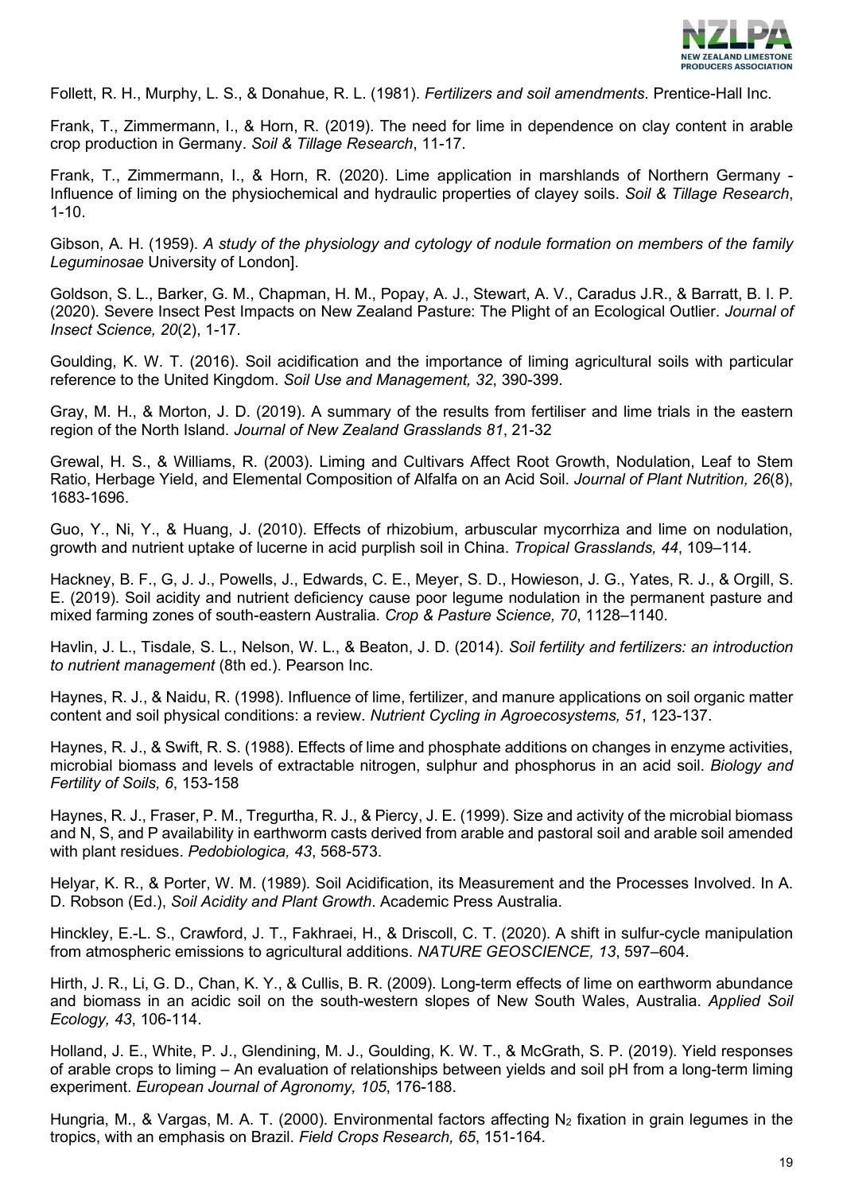Follett, R. H., Murphy, L. S., & Donahue, R. L. (1981). *Fertilizers and soil amendments*. Prentice-Hall Inc.

Frank, T., Zimmermann, I., & Horn, R. (2019). The need for lime in dependence on clay content in arable crop production in Germany. *Soil & Tillage Research*, 11-17.

Frank, T., Zimmermann, I., & Horn, R. (2020). Lime application in marshlands of Northern Germany - Influence of liming on the physiochemical and hydraulic properties of clayey soils. *Soil & Tillage Research*, 1-10.

Gibson, A. H. (1959). *A study of the physiology and cytology of nodule formation on members of the family Leguminosae* University of London].

Goldson, S. L., Barker, G. M., Chapman, H. M., Popay, A. J., Stewart, A. V., Caradus J.R., & Barratt, B. I. P. (2020). Severe Insect Pest Impacts on New Zealand Pasture: The Plight of an Ecological Outlier. *Journal of Insect Science, 20*(2), 1-17.

Goulding, K. W. T. (2016). Soil acidification and the importance of liming agricultural soils with particular reference to the United Kingdom. *Soil Use and Management, 32*, 390-399.

Gray, M. H., & Morton, J. D. (2019). A summary of the results from fertiliser and lime trials in the eastern region of the North Island. *Journal of New Zealand Grasslands 81*, 21-32

Grewal, H. S., & Williams, R. (2003). Liming and Cultivars Affect Root Growth, Nodulation, Leaf to Stem Ratio, Herbage Yield, and Elemental Composition of Alfalfa on an Acid Soil. *Journal of Plant Nutrition, 26*(8), 1683-1696.

Guo, Y., Ni, Y., & Huang, J. (2010). Effects of rhizobium, arbuscular mycorrhiza and lime on nodulation, growth and nutrient uptake of lucerne in acid purplish soil in China. *Tropical Grasslands, 44*, 109–114.

Hackney, B. F., G, J. J., Powells, J., Edwards, C. E., Meyer, S. D., Howieson, J. G., Yates, R. J., & Orgill, S. E. (2019). Soil acidity and nutrient deficiency cause poor legume nodulation in the permanent pasture and mixed farming zones of south-eastern Australia. *Crop & Pasture Science, 70*, 1128–1140.

Havlin, J. L., Tisdale, S. L., Nelson, W. L., & Beaton, J. D. (2014). *Soil fertility and fertilizers: an introduction to nutrient management* (8th ed.). Pearson Inc.

Haynes, R. J., & Naidu, R. (1998). Influence of lime, fertilizer, and manure applications on soil organic matter content and soil physical conditions: a review. *Nutrient Cycling in Agroecosystems, 51*, 123-137.

Haynes, R. J., & Swift, R. S. (1988). Effects of lime and phosphate additions on changes in enzyme activities, microbial biomass and levels of extractable nitrogen, sulphur and phosphorus in an acid soil. *Biology and Fertility of Soils, 6*, 153-158

Haynes, R. J., Fraser, P. M., Tregurtha, R. J., & Piercy, J. E. (1999). Size and activity of the microbial biomass and N, S, and P availability in earthworm casts derived from arable and pastoral soil and arable soil amended with plant residues. *Pedobiologica, 43*, 568-573.

Helyar, K. R., & Porter, W. M. (1989). Soil Acidification, its Measurement and the Processes Involved. In A. D. Robson (Ed.), *Soil Acidity and Plant Growth*. Academic Press Australia.

Hinckley, E.-L. S., Crawford, J. T., Fakhraei, H., & Driscoll, C. T. (2020). A shift in sulfur-cycle manipulation from atmospheric emissions to agricultural additions. *NATURE GEOSCIENCE, 13*, 597–604.

Hirth, J. R., Li, G. D., Chan, K. Y., & Cullis, B. R. (2009). Long-term effects of lime on earthworm abundance and biomass in an acidic soil on the south-western slopes of New South Wales, Australia. *Applied Soil Ecology, 43*, 106-114.

Holland, J. E., White, P. J., Glendining, M. J., Goulding, K. W. T., & McGrath, S. P. (2019). Yield responses of arable crops to liming – An evaluation of relationships between yields and soil pH from a long-term liming experiment. *European Journal of Agronomy, 105*, 176-188.

Hungria, M., & Vargas, M. A. T. (2000). Environmental factors affecting $N_2$ fixation in grain legumes in the tropics, with an emphasis on Brazil. *Field Crops Research, 65*, 151-164.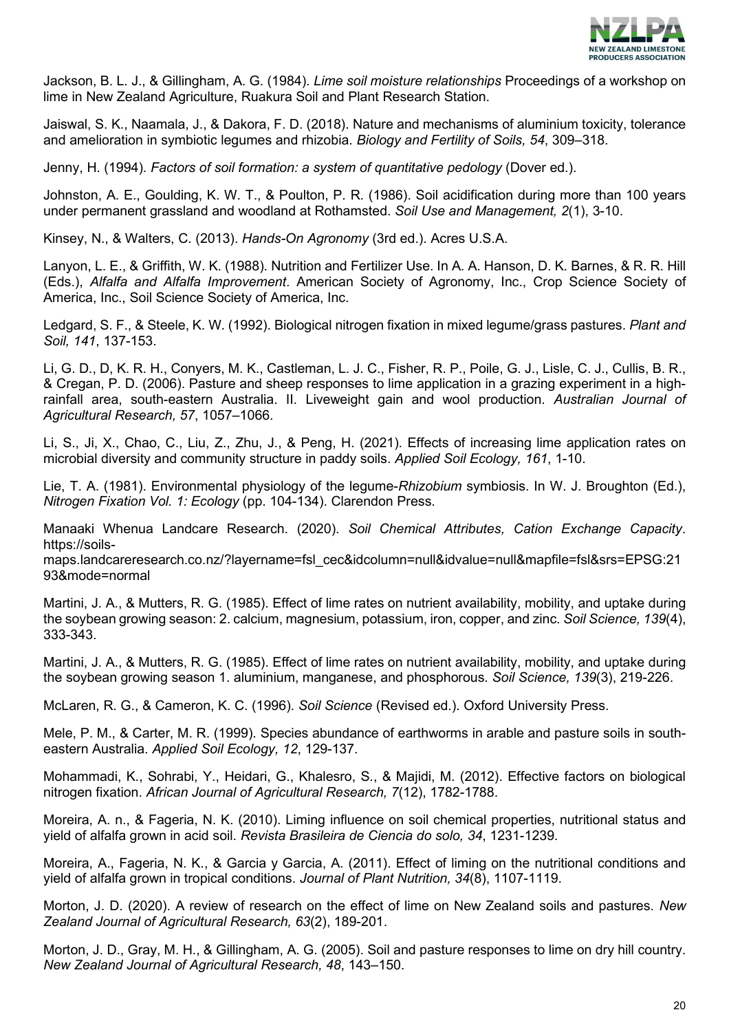Jackson, B. L. J., & Gillingham, A. G. (1984). *Lime soil moisture relationships* Proceedings of a workshop on lime in New Zealand Agriculture, Ruakura Soil and Plant Research Station.

Jaiswal, S. K., Naamala, J., & Dakora, F. D. (2018). Nature and mechanisms of aluminium toxicity, tolerance and amelioration in symbiotic legumes and rhizobia. *Biology and Fertility of Soils, 54*, 309–318.

Jenny, H. (1994). *Factors of soil formation: a system of quantitative pedology* (Dover ed.).

Johnston, A. E., Goulding, K. W. T., & Poulton, P. R. (1986). Soil acidification during more than 100 years under permanent grassland and woodland at Rothamsted. *Soil Use and Management, 2*(1), 3-10.

Kinsey, N., & Walters, C. (2013). *Hands-On Agronomy* (3rd ed.). Acres U.S.A.

Lanyon, L. E., & Griffith, W. K. (1988). Nutrition and Fertilizer Use. In A. A. Hanson, D. K. Barnes, & R. R. Hill (Eds.), *Alfalfa and Alfalfa Improvement*. American Society of Agronomy, Inc., Crop Science Society of America, Inc., Soil Science Society of America, Inc.

Ledgard, S. F., & Steele, K. W. (1992). Biological nitrogen fixation in mixed legume/grass pastures. *Plant and Soil, 141*, 137-153.

Li, G. D., D, K. R. H., Conyers, M. K., Castleman, L. J. C., Fisher, R. P., Poile, G. J., Lisle, C. J., Cullis, B. R., & Cregan, P. D. (2006). Pasture and sheep responses to lime application in a grazing experiment in a high-rainfall area, south-eastern Australia. II. Liveweight gain and wool production. *Australian Journal of Agricultural Research, 57*, 1057–1066.

Li, S., Ji, X., Chao, C., Liu, Z., Zhu, J., & Peng, H. (2021). Effects of increasing lime application rates on microbial diversity and community structure in paddy soils. *Applied Soil Ecology, 161*, 1-10.

Lie, T. A. (1981). Environmental physiology of the legume-*Rhizobium* symbiosis. In W. J. Broughton (Ed.), *Nitrogen Fixation Vol. 1: Ecology* (pp. 104-134). Clarendon Press.

Manaaki Whenua Landcare Research. (2020). *Soil Chemical Attributes, Cation Exchange Capacity*. https://soils-maps.landcareresearch.co.nz/?layername=fsl_cec&idcolumn=null&idvalue=null&mapfile=fsl&srs=EPSG:2193&mode=normal

Martini, J. A., & Mutters, R. G. (1985). Effect of lime rates on nutrient availability, mobility, and uptake during the soybean growing season: 2. calcium, magnesium, potassium, iron, copper, and zinc. *Soil Science, 139*(4), 333-343.

Martini, J. A., & Mutters, R. G. (1985). Effect of lime rates on nutrient availability, mobility, and uptake during the soybean growing season 1. aluminium, manganese, and phosphorous. *Soil Science, 139*(3), 219-226.

McLaren, R. G., & Cameron, K. C. (1996). *Soil Science* (Revised ed.). Oxford University Press.

Mele, P. M., & Carter, M. R. (1999). Species abundance of earthworms in arable and pasture soils in south-eastern Australia. *Applied Soil Ecology, 12*, 129-137.

Mohammadi, K., Sohrabi, Y., Heidari, G., Khalesro, S., & Majidi, M. (2012). Effective factors on biological nitrogen fixation. *African Journal of Agricultural Research, 7*(12), 1782-1788.

Moreira, A. n., & Fageria, N. K. (2010). Liming influence on soil chemical properties, nutritional status and yield of alfalfa grown in acid soil. *Revista Brasileira de Ciencia do solo, 34*, 1231-1239.

Moreira, A., Fageria, N. K., & Garcia y Garcia, A. (2011). Effect of liming on the nutritional conditions and yield of alfalfa grown in tropical conditions. *Journal of Plant Nutrition, 34*(8), 1107-1119.

Morton, J. D. (2020). A review of research on the effect of lime on New Zealand soils and pastures. *New Zealand Journal of Agricultural Research, 63*(2), 189-201.

Morton, J. D., Gray, M. H., & Gillingham, A. G. (2005). Soil and pasture responses to lime on dry hill country. *New Zealand Journal of Agricultural Research, 48*, 143–150.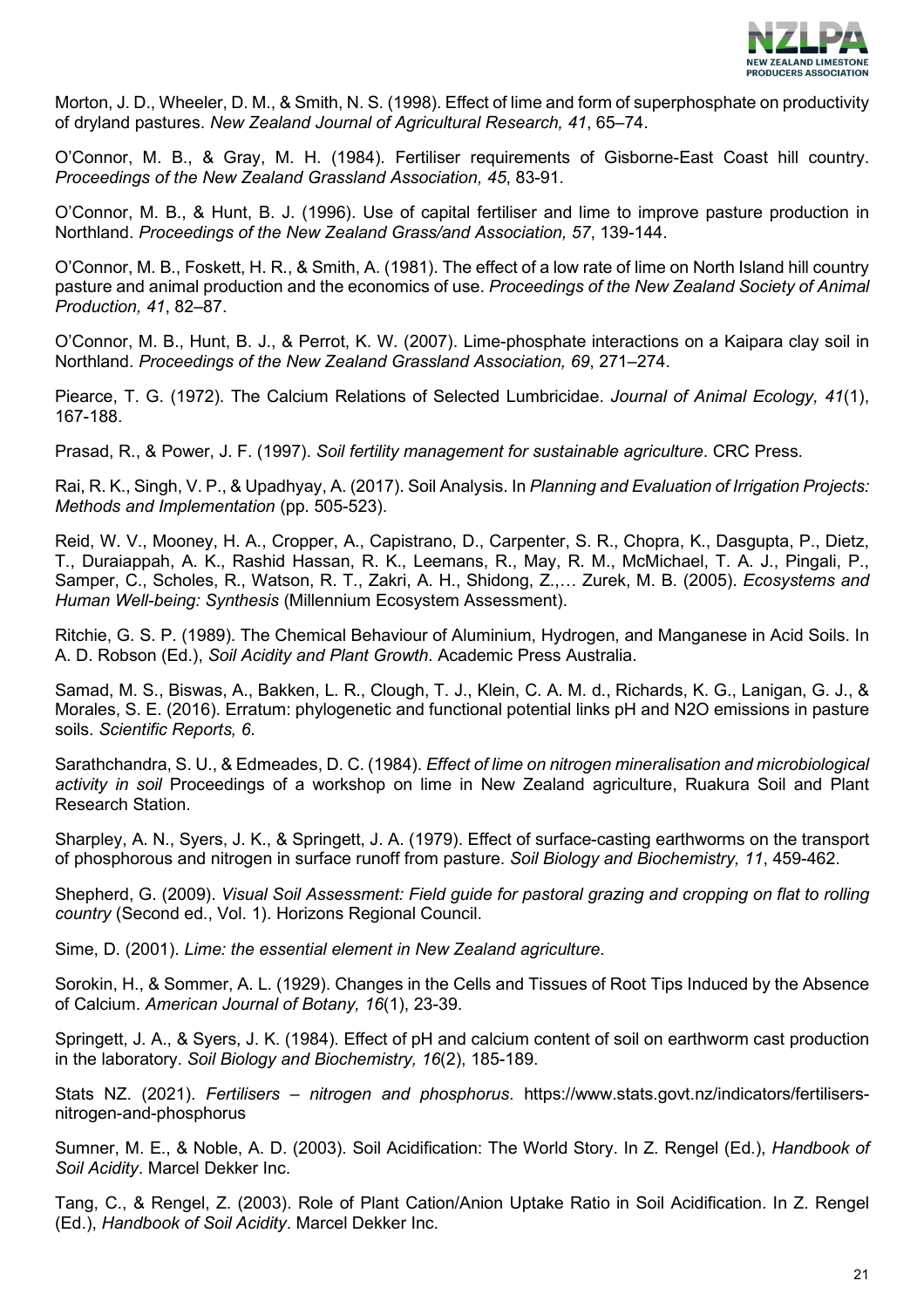Morton, J. D., Wheeler, D. M., & Smith, N. S. (1998). Effect of lime and form of superphosphate on productivity of dryland pastures. *New Zealand Journal of Agricultural Research, 41*, 65–74.

O'Connor, M. B., & Gray, M. H. (1984). Fertiliser requirements of Gisborne-East Coast hill country. *Proceedings of the New Zealand Grassland Association, 45*, 83-91.

O'Connor, M. B., & Hunt, B. J. (1996). Use of capital fertiliser and lime to improve pasture production in Northland. *Proceedings of the New Zealand Grass/and Association, 57*, 139-144.

O'Connor, M. B., Foskett, H. R., & Smith, A. (1981). The effect of a low rate of lime on North Island hill country pasture and animal production and the economics of use. *Proceedings of the New Zealand Society of Animal Production, 41*, 82–87.

O'Connor, M. B., Hunt, B. J., & Perrot, K. W. (2007). Lime-phosphate interactions on a Kaipara clay soil in Northland. *Proceedings of the New Zealand Grassland Association, 69*, 271–274.

Piearce, T. G. (1972). The Calcium Relations of Selected Lumbricidae. *Journal of Animal Ecology, 41*(1), 167-188.

Prasad, R., & Power, J. F. (1997). *Soil fertility management for sustainable agriculture*. CRC Press.

Rai, R. K., Singh, V. P., & Upadhyay, A. (2017). Soil Analysis. In *Planning and Evaluation of Irrigation Projects: Methods and Implementation* (pp. 505-523).

Reid, W. V., Mooney, H. A., Cropper, A., Capistrano, D., Carpenter, S. R., Chopra, K., Dasgupta, P., Dietz, T., Duraiappah, A. K., Rashid Hassan, R. K., Leemans, R., May, R. M., McMichael, T. A. J., Pingali, P., Samper, C., Scholes, R., Watson, R. T., Zakri, A. H., Shidong, Z.,… Zurek, M. B. (2005). *Ecosystems and Human Well-being: Synthesis* (Millennium Ecosystem Assessment).

Ritchie, G. S. P. (1989). The Chemical Behaviour of Aluminium, Hydrogen, and Manganese in Acid Soils. In A. D. Robson (Ed.), *Soil Acidity and Plant Growth*. Academic Press Australia.

Samad, M. S., Biswas, A., Bakken, L. R., Clough, T. J., Klein, C. A. M. d., Richards, K. G., Lanigan, G. J., & Morales, S. E. (2016). Erratum: phylogenetic and functional potential links pH and N2O emissions in pasture soils. *Scientific Reports, 6*.

Sarathchandra, S. U., & Edmeades, D. C. (1984). *Effect of lime on nitrogen mineralisation and microbiological activity in soil* Proceedings of a workshop on lime in New Zealand agriculture, Ruakura Soil and Plant Research Station.

Sharpley, A. N., Syers, J. K., & Springett, J. A. (1979). Effect of surface-casting earthworms on the transport of phosphorous and nitrogen in surface runoff from pasture. *Soil Biology and Biochemistry, 11*, 459-462.

Shepherd, G. (2009). *Visual Soil Assessment: Field guide for pastoral grazing and cropping on flat to rolling country* (Second ed., Vol. 1). Horizons Regional Council.

Sime, D. (2001). *Lime: the essential element in New Zealand agriculture*.

Sorokin, H., & Sommer, A. L. (1929). Changes in the Cells and Tissues of Root Tips Induced by the Absence of Calcium. *American Journal of Botany, 16*(1), 23-39.

Springett, J. A., & Syers, J. K. (1984). Effect of pH and calcium content of soil on earthworm cast production in the laboratory. *Soil Biology and Biochemistry, 16*(2), 185-189.

Stats NZ. (2021). *Fertilisers – nitrogen and phosphorus*. https://www.stats.govt.nz/indicators/fertilisers-nitrogen-and-phosphorus

Sumner, M. E., & Noble, A. D. (2003). Soil Acidification: The World Story. In Z. Rengel (Ed.), *Handbook of Soil Acidity*. Marcel Dekker Inc.

Tang, C., & Rengel, Z. (2003). Role of Plant Cation/Anion Uptake Ratio in Soil Acidification. In Z. Rengel (Ed.), *Handbook of Soil Acidity*. Marcel Dekker Inc.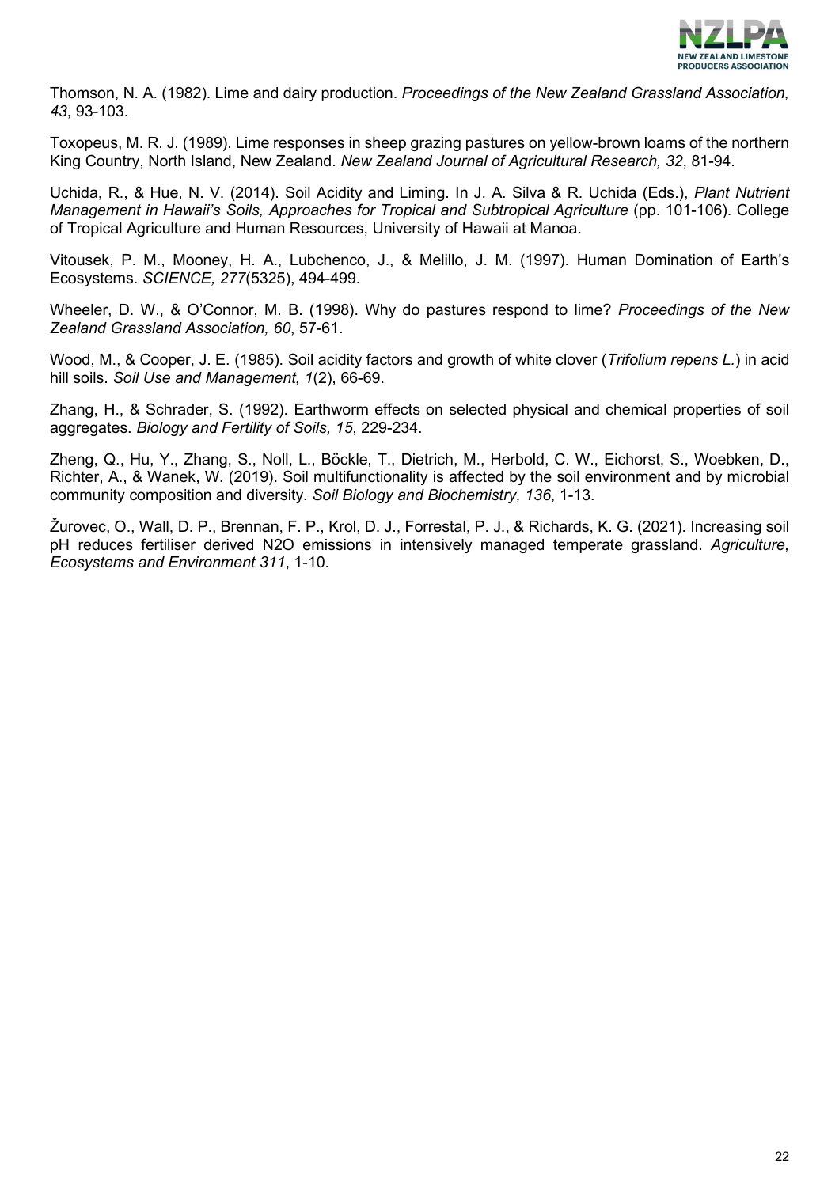Thomson, N. A. (1982). Lime and dairy production. *Proceedings of the New Zealand Grassland Association, 43*, 93-103.

Toxopeus, M. R. J. (1989). Lime responses in sheep grazing pastures on yellow-brown loams of the northern King Country, North Island, New Zealand. *New Zealand Journal of Agricultural Research, 32*, 81-94.

Uchida, R., & Hue, N. V. (2014). Soil Acidity and Liming. In J. A. Silva & R. Uchida (Eds.), *Plant Nutrient Management in Hawaii's Soils, Approaches for Tropical and Subtropical Agriculture* (pp. 101-106). College of Tropical Agriculture and Human Resources, University of Hawaii at Manoa.

Vitousek, P. M., Mooney, H. A., Lubchenco, J., & Melillo, J. M. (1997). Human Domination of Earth's Ecosystems. *SCIENCE, 277*(5325), 494-499.

Wheeler, D. W., & O'Connor, M. B. (1998). Why do pastures respond to lime? *Proceedings of the New Zealand Grassland Association, 60*, 57-61.

Wood, M., & Cooper, J. E. (1985). Soil acidity factors and growth of white clover (*Trifolium repens L.*) in acid hill soils. *Soil Use and Management, 1*(2), 66-69.

Zhang, H., & Schrader, S. (1992). Earthworm effects on selected physical and chemical properties of soil aggregates. *Biology and Fertility of Soils, 15*, 229-234.

Zheng, Q., Hu, Y., Zhang, S., Noll, L., Böckle, T., Dietrich, M., Herbold, C. W., Eichorst, S., Woebken, D., Richter, A., & Wanek, W. (2019). Soil multifunctionality is affected by the soil environment and by microbial community composition and diversity. *Soil Biology and Biochemistry, 136*, 1-13.

Žurovec, O., Wall, D. P., Brennan, F. P., Krol, D. J., Forrestal, P. J., & Richards, K. G. (2021). Increasing soil pH reduces fertiliser derived N2O emissions in intensively managed temperate grassland. *Agriculture, Ecosystems and Environment 311*, 1-10.